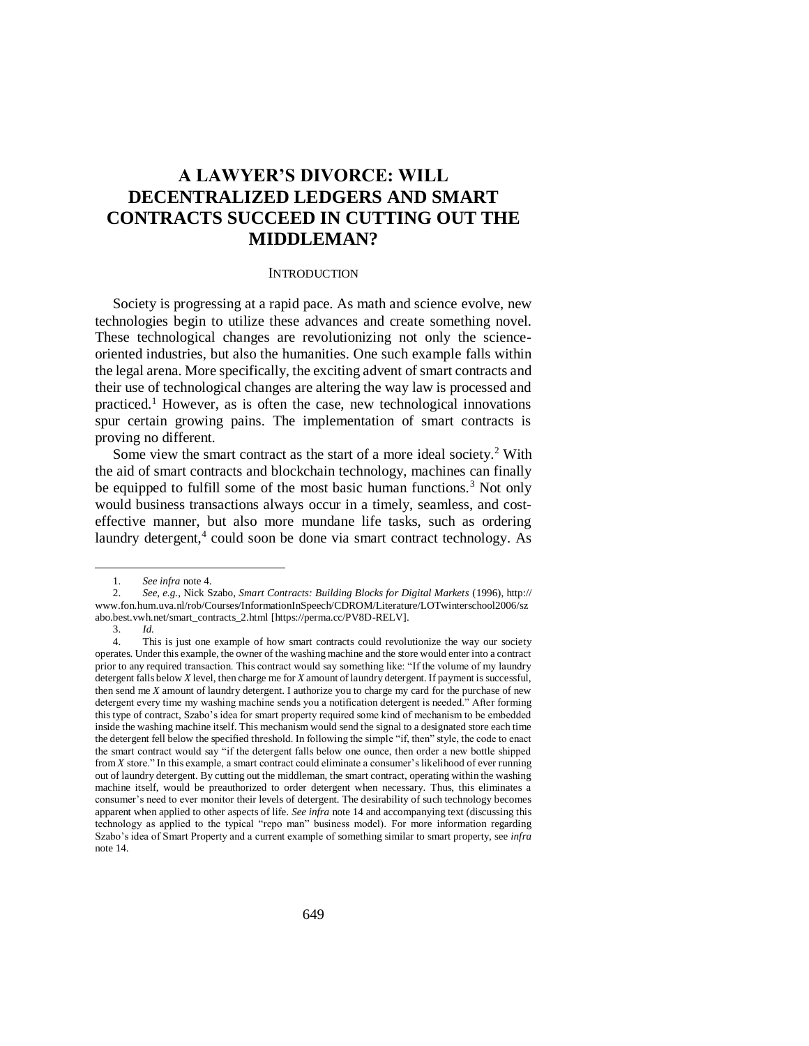# A LAWYER'S DIVORCE: WILL DECENTRALIZED LEDGERS AND SMART CONTRACTS SUCCEED IN CUTTING OUT THE MIDDLEMAN?

## INTRODUCTION

Society is progressing at a rapid pace. As math and science evolve, new technologies begin to utilize these advances and create something novel. These technological changes are revolutionizing not only the science-oriented industries, but also the humanities. One such example falls within the legal arena. More specifically, the exciting advent of smart contracts and their use of technological changes are altering the way law is processed and practiced.[1] However, as is often the case, new technological innovations spur certain growing pains. The implementation of smart contracts is proving no different.

Some view the smart contract as the start of a more ideal society.[2] With the aid of smart contracts and blockchain technology, machines can finally be equipped to fulfill some of the most basic human functions.[3] Not only would business transactions always occur in a timely, seamless, and cost-effective manner, but also more mundane life tasks, such as ordering laundry detergent,[4] could soon be done via smart contract technology. As

---

1. *See infra* note 4.
2. *See, e.g.*, Nick Szabo, *Smart Contracts: Building Blocks for Digital Markets* (1996), http://www.fon.hum.uva.nl/rob/Courses/InformationInSpeech/CDROM/Literature/LOTwinterschool2006/szabo.best.vwh.net/smart_contracts_2.html [https://perma.cc/PV8D-RELV].
3. *Id.*
4. This is just one example of how smart contracts could revolutionize the way our society operates. Under this example, the owner of the washing machine and the store would enter into a contract prior to any required transaction. This contract would say something like: "If the volume of my laundry detergent falls below *X* level, then charge me for *X* amount of laundry detergent. If payment is successful, then send me *X* amount of laundry detergent. I authorize you to charge my card for the purchase of new detergent every time my washing machine sends you a notification detergent is needed." After forming this type of contract, Szabo's idea for smart property required some kind of mechanism to be embedded inside the washing machine itself. This mechanism would send the signal to a designated store each time the detergent fell below the specified threshold. In following the simple "if, then" style, the code to enact the smart contract would say "if the detergent falls below one ounce, then order a new bottle shipped from *X* store." In this example, a smart contract could eliminate a consumer's likelihood of ever running out of laundry detergent. By cutting out the middleman, the smart contract, operating within the washing machine itself, would be preauthorized to order detergent when necessary. Thus, this eliminates a consumer's need to ever monitor their levels of detergent. The desirability of such technology becomes apparent when applied to other aspects of life. *See infra* note 14 and accompanying text (discussing this technology as applied to the typical "repo man" business model). For more information regarding Szabo's idea of Smart Property and a current example of something similar to smart property, see *infra* note 14.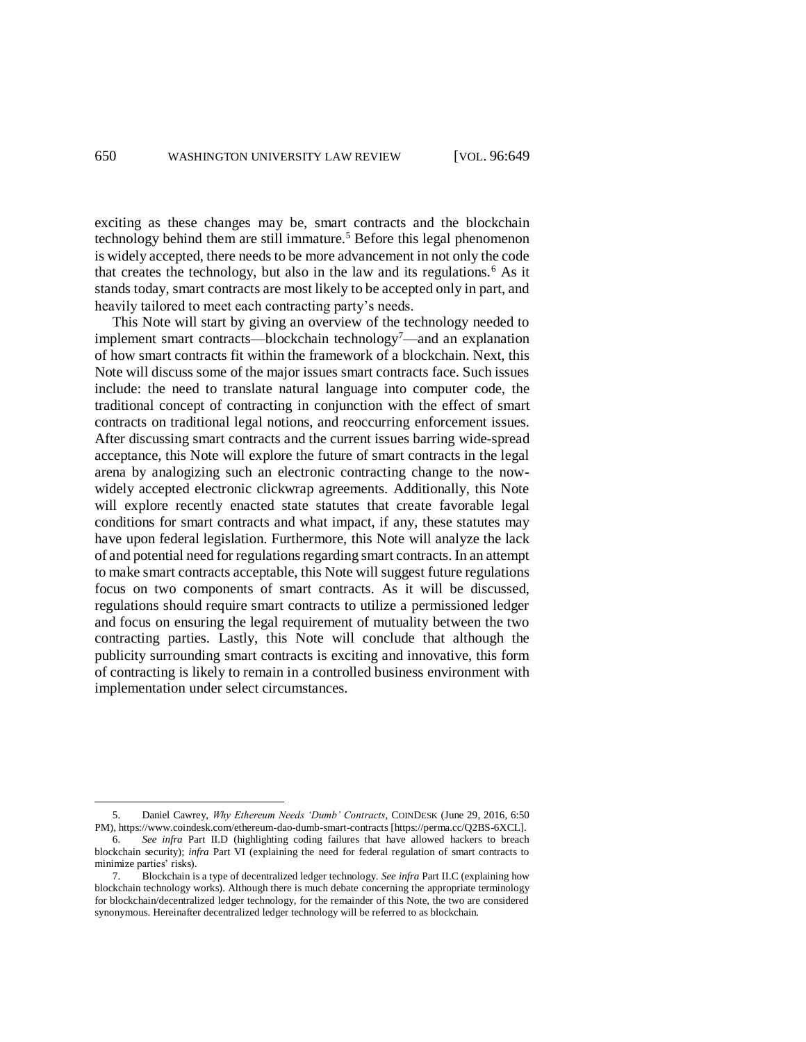exciting as these changes may be, smart contracts and the blockchain technology behind them are still immature.[5] Before this legal phenomenon is widely accepted, there needs to be more advancement in not only the code that creates the technology, but also in the law and its regulations.[6] As it stands today, smart contracts are most likely to be accepted only in part, and heavily tailored to meet each contracting party's needs.

This Note will start by giving an overview of the technology needed to implement smart contracts—blockchain technology[7]—and an explanation of how smart contracts fit within the framework of a blockchain. Next, this Note will discuss some of the major issues smart contracts face. Such issues include: the need to translate natural language into computer code, the traditional concept of contracting in conjunction with the effect of smart contracts on traditional legal notions, and reoccurring enforcement issues. After discussing smart contracts and the current issues barring wide-spread acceptance, this Note will explore the future of smart contracts in the legal arena by analogizing such an electronic contracting change to the now-widely accepted electronic clickwrap agreements. Additionally, this Note will explore recently enacted state statutes that create favorable legal conditions for smart contracts and what impact, if any, these statutes may have upon federal legislation. Furthermore, this Note will analyze the lack of and potential need for regulations regarding smart contracts. In an attempt to make smart contracts acceptable, this Note will suggest future regulations focus on two components of smart contracts. As it will be discussed, regulations should require smart contracts to utilize a permissioned ledger and focus on ensuring the legal requirement of mutuality between the two contracting parties. Lastly, this Note will conclude that although the publicity surrounding smart contracts is exciting and innovative, this form of contracting is likely to remain in a controlled business environment with implementation under select circumstances.

---

5. Daniel Cawrey, *Why Ethereum Needs 'Dumb' Contracts*, COINDESK (June 29, 2016, 6:50 PM), https://www.coindesk.com/ethereum-dao-dumb-smart-contracts [https://perma.cc/Q2BS-6XCL].

6. *See infra* Part II.D (highlighting coding failures that have allowed hackers to breach blockchain security); *infra* Part VI (explaining the need for federal regulation of smart contracts to minimize parties' risks).

7. Blockchain is a type of decentralized ledger technology. *See infra* Part II.C (explaining how blockchain technology works). Although there is much debate concerning the appropriate terminology for blockchain/decentralized ledger technology, for the remainder of this Note, the two are considered synonymous. Hereinafter decentralized ledger technology will be referred to as blockchain.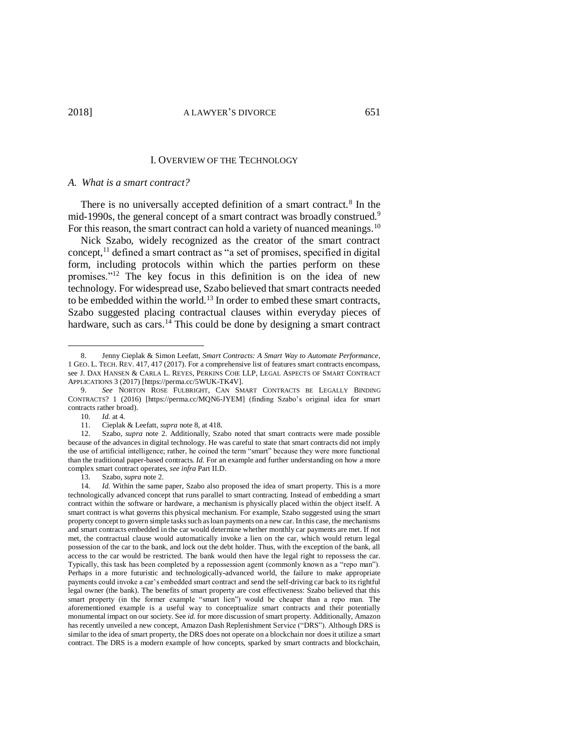## I. Overview of the Technology

### A. What is a smart contract?

There is no universally accepted definition of a smart contract.[8] In the mid-1990s, the general concept of a smart contract was broadly construed.[9] For this reason, the smart contract can hold a variety of nuanced meanings.[10]

Nick Szabo, widely recognized as the creator of the smart contract concept,[11] defined a smart contract as "a set of promises, specified in digital form, including protocols within which the parties perform on these promises."[12] The key focus in this definition is on the idea of new technology. For widespread use, Szabo believed that smart contracts needed to be embedded within the world.[13] In order to embed these smart contracts, Szabo suggested placing contractual clauses within everyday pieces of hardware, such as cars.[14] This could be done by designing a smart contract

---

8. Jenny Cieplak & Simon Leefatt, *Smart Contracts: A Smart Way to Automate Performance*, 1 GEO. L. TECH. REV. 417, 417 (2017). For a comprehensive list of features smart contracts encompass, see J. DAX HANSEN & CARLA L. REYES, PERKINS COIE LLP, LEGAL ASPECTS OF SMART CONTRACT APPLICATIONS 3 (2017) [https://perma.cc/5WUK-TK4V].

9. *See* NORTON ROSE FULBRIGHT, CAN SMART CONTRACTS BE LEGALLY BINDING CONTRACTS? 1 (2016) [https://perma.cc/MQN6-JYEM] (finding Szabo's original idea for smart contracts rather broad).

10. *Id.* at 4.

11. Cieplak & Leefatt, *supra* note 8, at 418.

12. Szabo, *supra* note 2. Additionally, Szabo noted that smart contracts were made possible because of the advances in digital technology. He was careful to state that smart contracts did not imply the use of artificial intelligence; rather, he coined the term "smart" because they were more functional than the traditional paper-based contracts. *Id.* For an example and further understanding on how a more complex smart contract operates, *see infra* Part II.D.

13. Szabo, *supra* note 2.

14. *Id.* Within the same paper, Szabo also proposed the idea of smart property. This is a more technologically advanced concept that runs parallel to smart contracting. Instead of embedding a smart contract within the software or hardware, a mechanism is physically placed within the object itself. A smart contract is what governs this physical mechanism. For example, Szabo suggested using the smart property concept to govern simple tasks such as loan payments on a new car. In this case, the mechanisms and smart contracts embedded in the car would determine whether monthly car payments are met. If not met, the contractual clause would automatically invoke a lien on the car, which would return legal possession of the car to the bank, and lock out the debt holder. Thus, with the exception of the bank, all access to the car would be restricted. The bank would then have the legal right to repossess the car. Typically, this task has been completed by a repossession agent (commonly known as a "repo man"). Perhaps in a more futuristic and technologically-advanced world, the failure to make appropriate payments could invoke a car's embedded smart contract and send the self-driving car back to its rightful legal owner (the bank). The benefits of smart property are cost effectiveness: Szabo believed that this smart property (in the former example "smart lien") would be cheaper than a repo man. The aforementioned example is a useful way to conceptualize smart contracts and their potentially monumental impact on our society. See *id.* for more discussion of smart property. Additionally, Amazon has recently unveiled a new concept, Amazon Dash Replenishment Service ("DRS"). Although DRS is similar to the idea of smart property, the DRS does not operate on a blockchain nor does it utilize a smart contract. The DRS is a modern example of how concepts, sparked by smart contracts and blockchain,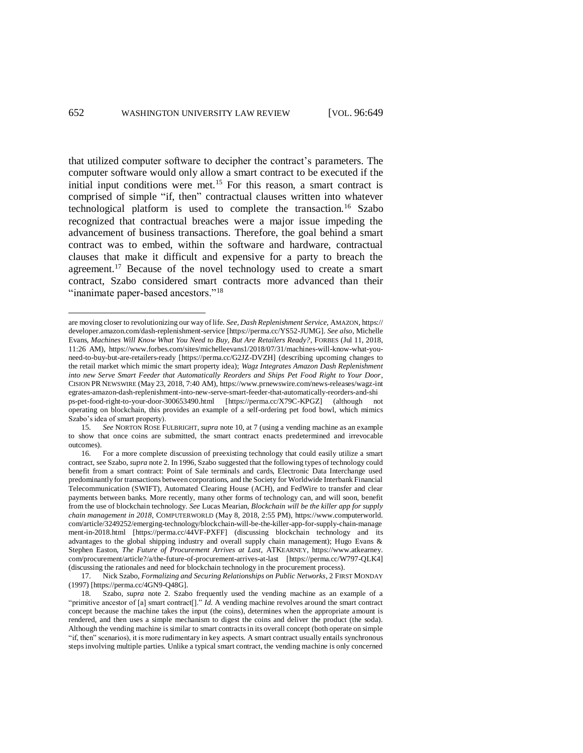that utilized computer software to decipher the contract's parameters. The computer software would only allow a smart contract to be executed if the initial input conditions were met.[15] For this reason, a smart contract is comprised of simple "if, then" contractual clauses written into whatever technological platform is used to complete the transaction.[16] Szabo recognized that contractual breaches were a major issue impeding the advancement of business transactions. Therefore, the goal behind a smart contract was to embed, within the software and hardware, contractual clauses that make it difficult and expensive for a party to breach the agreement.[17] Because of the novel technology used to create a smart contract, Szabo considered smart contracts more advanced than their "inanimate paper-based ancestors."[18]

---

are moving closer to revolutionizing our way of life. *See*, *Dash Replenishment Service*, AMAZON, https://developer.amazon.com/dash-replenishment-service [https://perma.cc/YS52-JUMG]. *See also*, Michelle Evans, *Machines Will Know What You Need to Buy, But Are Retailers Ready?*, FORBES (Jul 11, 2018, 11:26 AM), https://www.forbes.com/sites/michelleevans1/2018/07/31/machines-will-know-what-you-need-to-buy-but-are-retailers-ready [https://perma.cc/G2JZ-DVZH] (describing upcoming changes to the retail market which mimic the smart property idea); *Wagz Integrates Amazon Dash Replenishment into new Serve Smart Feeder that Automatically Reorders and Ships Pet Food Right to Your Door*, CISION PR NEWSWIRE (May 23, 2018, 7:40 AM), https://www.prnewswire.com/news-releases/wagz-integrates-amazon-dash-replenishment-into-new-serve-smart-feeder-that-automatically-reorders-and-ships-pet-food-right-to-your-door-300653490.html [https://perma.cc/X79C-KPGZ] (although not operating on blockchain, this provides an example of a self-ordering pet food bowl, which mimics Szabo's idea of smart property).

15. *See* NORTON ROSE FULBRIGHT, *supra* note 10, at 7 (using a vending machine as an example to show that once coins are submitted, the smart contract enacts predetermined and irrevocable outcomes).

16. For a more complete discussion of preexisting technology that could easily utilize a smart contract, see Szabo, *supra* note 2. In 1996, Szabo suggested that the following types of technology could benefit from a smart contract: Point of Sale terminals and cards, Electronic Data Interchange used predominantly for transactions between corporations, and the Society for Worldwide Interbank Financial Telecommunication (SWIFT), Automated Clearing House (ACH), and FedWire to transfer and clear payments between banks. More recently, many other forms of technology can, and will soon, benefit from the use of blockchain technology. *See* Lucas Mearian, *Blockchain will be the killer app for supply chain management in 2018*, COMPUTERWORLD (May 8, 2018, 2:55 PM), https://www.computerworld.com/article/3249252/emerging-technology/blockchain-will-be-the-killer-app-for-supply-chain-management-in-2018.html [https://perma.cc/44VF-PXFF] (discussing blockchain technology and its advantages to the global shipping industry and overall supply chain management); Hugo Evans & Stephen Easton, *The Future of Procurement Arrives at Last*, ATKEARNEY, https://www.atkearney.com/procurement/article?/a/the-future-of-procurement-arrives-at-last [https://perma.cc/W797-QLK4] (discussing the rationales and need for blockchain technology in the procurement process).

17. Nick Szabo, *Formalizing and Securing Relationships on Public Networks*, 2 FIRST MONDAY (1997) [https://perma.cc/4GN9-Q48G].

18. Szabo, *supra* note 2. Szabo frequently used the vending machine as an example of a "primitive ancestor of [a] smart contract[]." *Id.* A vending machine revolves around the smart contract concept because the machine takes the input (the coins), determines when the appropriate amount is rendered, and then uses a simple mechanism to digest the coins and deliver the product (the soda). Although the vending machine is similar to smart contracts in its overall concept (both operate on simple "if, then" scenarios), it is more rudimentary in key aspects. A smart contract usually entails synchronous steps involving multiple parties. Unlike a typical smart contract, the vending machine is only concerned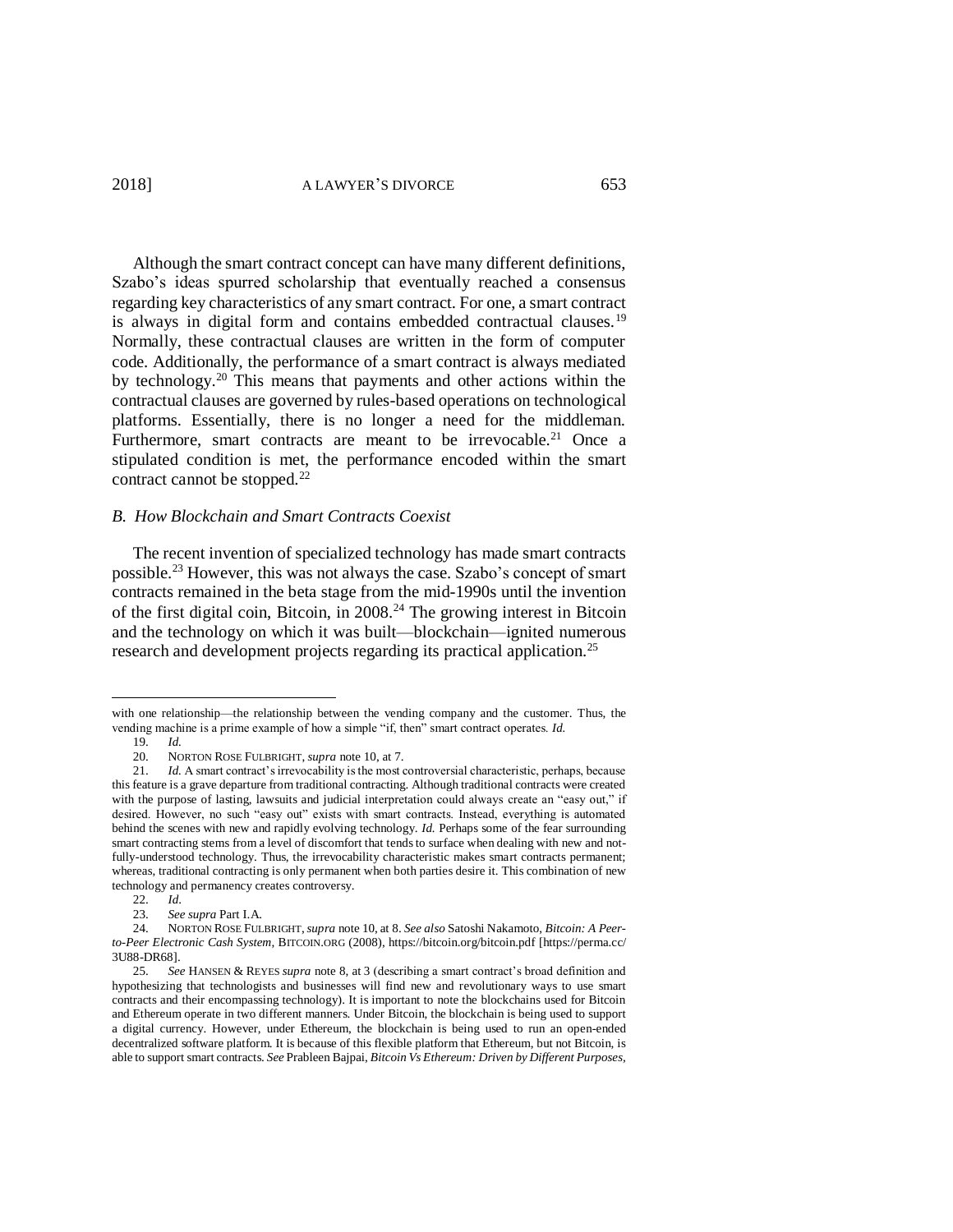Although the smart contract concept can have many different definitions, Szabo's ideas spurred scholarship that eventually reached a consensus regarding key characteristics of any smart contract. For one, a smart contract is always in digital form and contains embedded contractual clauses.[19] Normally, these contractual clauses are written in the form of computer code. Additionally, the performance of a smart contract is always mediated by technology.[20] This means that payments and other actions within the contractual clauses are governed by rules-based operations on technological platforms. Essentially, there is no longer a need for the middleman. Furthermore, smart contracts are meant to be irrevocable.[21] Once a stipulated condition is met, the performance encoded within the smart contract cannot be stopped.[22]

### *B. How Blockchain and Smart Contracts Coexist*

The recent invention of specialized technology has made smart contracts possible.[23] However, this was not always the case. Szabo's concept of smart contracts remained in the beta stage from the mid-1990s until the invention of the first digital coin, Bitcoin, in 2008.[24] The growing interest in Bitcoin and the technology on which it was built—blockchain—ignited numerous research and development projects regarding its practical application.[25]

---

with one relationship—the relationship between the vending company and the customer. Thus, the vending machine is a prime example of how a simple "if, then" smart contract operates. *Id.*

19. *Id.*

20. NORTON ROSE FULBRIGHT, *supra* note 10, at 7.

21. *Id.* A smart contract's irrevocability is the most controversial characteristic, perhaps, because this feature is a grave departure from traditional contracting. Although traditional contracts were created with the purpose of lasting, lawsuits and judicial interpretation could always create an "easy out," if desired. However, no such "easy out" exists with smart contracts. Instead, everything is automated behind the scenes with new and rapidly evolving technology. *Id.* Perhaps some of the fear surrounding smart contracting stems from a level of discomfort that tends to surface when dealing with new and not-fully-understood technology. Thus, the irrevocability characteristic makes smart contracts permanent; whereas, traditional contracting is only permanent when both parties desire it. This combination of new technology and permanency creates controversy.

22. *Id.*

23. *See supra* Part I.A.

24. NORTON ROSE FULBRIGHT, *supra* note 10, at 8. *See also* Satoshi Nakamoto, *Bitcoin: A Peer-to-Peer Electronic Cash System*, BITCOIN.ORG (2008), https://bitcoin.org/bitcoin.pdf [https://perma.cc/3U88-DR68].

25. *See* HANSEN & REYES *supra* note 8, at 3 (describing a smart contract's broad definition and hypothesizing that technologists and businesses will find new and revolutionary ways to use smart contracts and their encompassing technology). It is important to note the blockchains used for Bitcoin and Ethereum operate in two different manners. Under Bitcoin, the blockchain is being used to support a digital currency. However, under Ethereum, the blockchain is being used to run an open-ended decentralized software platform. It is because of this flexible platform that Ethereum, but not Bitcoin, is able to support smart contracts. *See* Prableen Bajpai, *Bitcoin Vs Ethereum: Driven by Different Purposes*,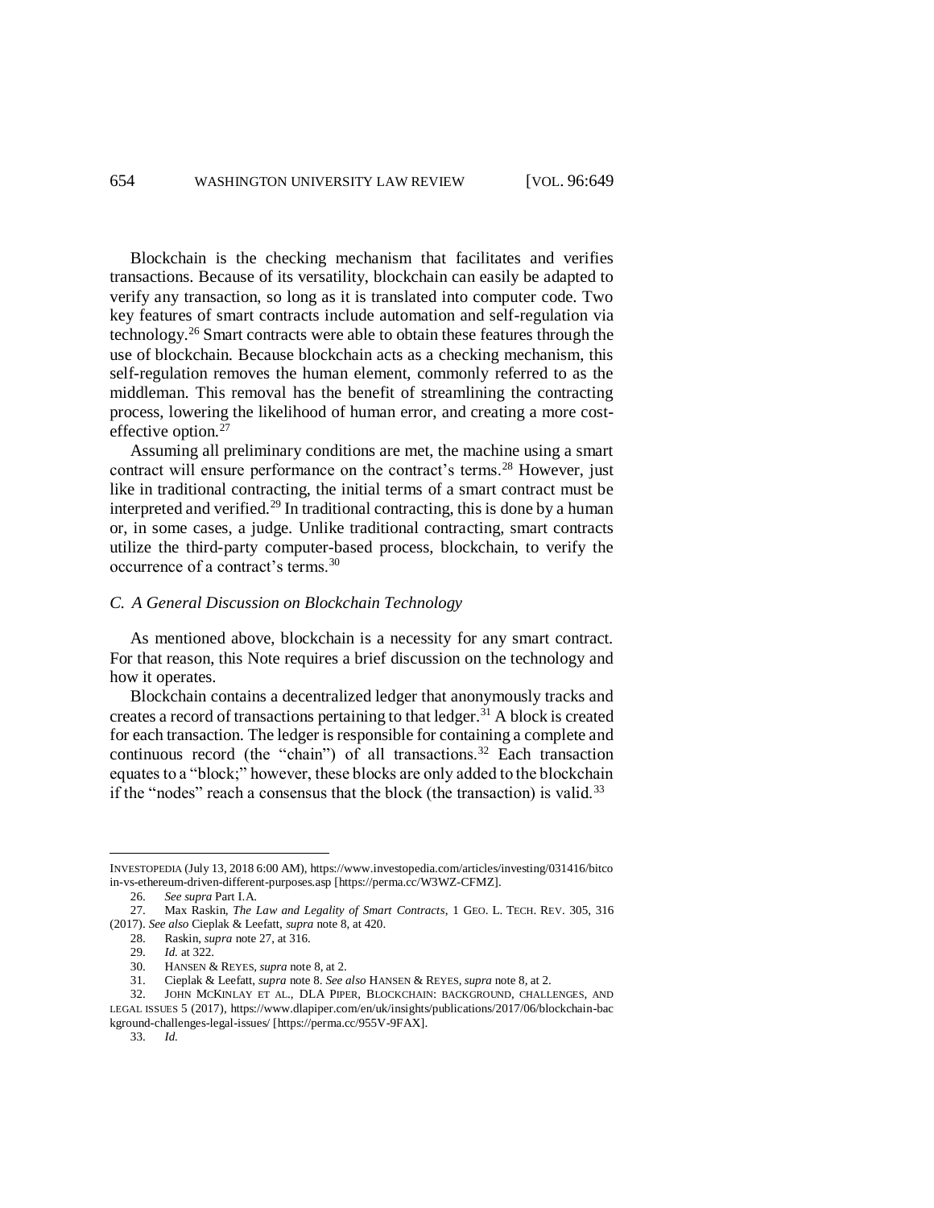Blockchain is the checking mechanism that facilitates and verifies transactions. Because of its versatility, blockchain can easily be adapted to verify any transaction, so long as it is translated into computer code. Two key features of smart contracts include automation and self-regulation via technology.[26] Smart contracts were able to obtain these features through the use of blockchain. Because blockchain acts as a checking mechanism, this self-regulation removes the human element, commonly referred to as the middleman. This removal has the benefit of streamlining the contracting process, lowering the likelihood of human error, and creating a more cost-effective option.[27]

Assuming all preliminary conditions are met, the machine using a smart contract will ensure performance on the contract's terms.[28] However, just like in traditional contracting, the initial terms of a smart contract must be interpreted and verified.[29] In traditional contracting, this is done by a human or, in some cases, a judge. Unlike traditional contracting, smart contracts utilize the third-party computer-based process, blockchain, to verify the occurrence of a contract's terms.[30]

### *C. A General Discussion on Blockchain Technology*

As mentioned above, blockchain is a necessity for any smart contract. For that reason, this Note requires a brief discussion on the technology and how it operates.

Blockchain contains a decentralized ledger that anonymously tracks and creates a record of transactions pertaining to that ledger.[31] A block is created for each transaction. The ledger is responsible for containing a complete and continuous record (the "chain") of all transactions.[32] Each transaction equates to a "block;" however, these blocks are only added to the blockchain if the "nodes" reach a consensus that the block (the transaction) is valid.[33]

---

INVESTOPEDIA (July 13, 2018 6:00 AM), https://www.investopedia.com/articles/investing/031416/bitcoin-vs-ethereum-driven-different-purposes.asp [https://perma.cc/W3WZ-CFMZ].

26. *See supra* Part I.A.

27. Max Raskin, *The Law and Legality of Smart Contracts*, 1 GEO. L. TECH. REV. 305, 316 (2017). *See also* Cieplak & Leefatt, *supra* note 8, at 420.

28. Raskin, *supra* note 27, at 316.

29. *Id.* at 322.

30. HANSEN & REYES, *supra* note 8, at 2.

31. Cieplak & Leefatt, *supra* note 8. *See also* HANSEN & REYES, *supra* note 8, at 2.

32. JOHN MCKINLAY ET AL., DLA PIPER, BLOCKCHAIN: BACKGROUND, CHALLENGES, AND LEGAL ISSUES 5 (2017), https://www.dlapiper.com/en/uk/insights/publications/2017/06/blockchain-background-challenges-legal-issues/ [https://perma.cc/955V-9FAX].

33. *Id.*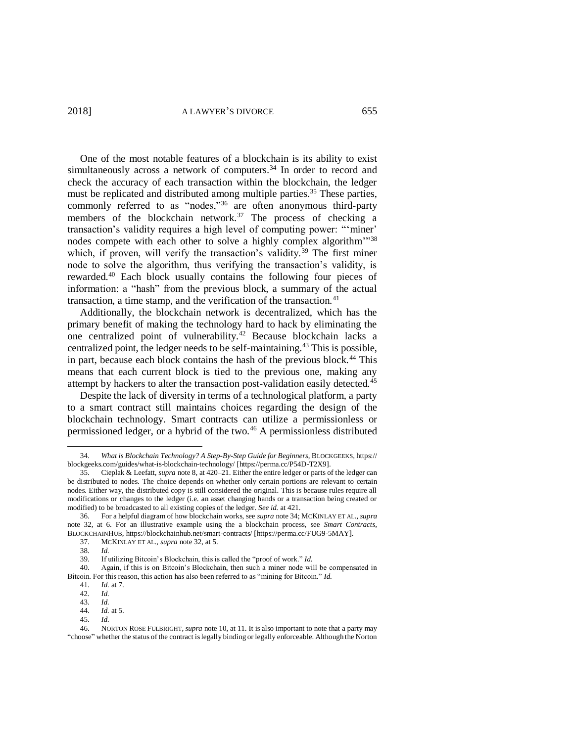One of the most notable features of a blockchain is its ability to exist simultaneously across a network of computers.[34] In order to record and check the accuracy of each transaction within the blockchain, the ledger must be replicated and distributed among multiple parties.[35] These parties, commonly referred to as "nodes,"[36] are often anonymous third-party members of the blockchain network.[37] The process of checking a transaction's validity requires a high level of computing power: "'miner' nodes compete with each other to solve a highly complex algorithm'"[38] which, if proven, will verify the transaction's validity.[39] The first miner node to solve the algorithm, thus verifying the transaction's validity, is rewarded.[40] Each block usually contains the following four pieces of information: a "hash" from the previous block, a summary of the actual transaction, a time stamp, and the verification of the transaction.[41]

Additionally, the blockchain network is decentralized, which has the primary benefit of making the technology hard to hack by eliminating the one centralized point of vulnerability.[42] Because blockchain lacks a centralized point, the ledger needs to be self-maintaining.[43] This is possible, in part, because each block contains the hash of the previous block.[44] This means that each current block is tied to the previous one, making any attempt by hackers to alter the transaction post-validation easily detected.[45]

Despite the lack of diversity in terms of a technological platform, a party to a smart contract still maintains choices regarding the design of the blockchain technology. Smart contracts can utilize a permissionless or permissioned ledger, or a hybrid of the two.[46] A permissionless distributed

---

34. *What is Blockchain Technology? A Step-By-Step Guide for Beginners*, BLOCKGEEKS, https://blockgeeks.com/guides/what-is-blockchain-technology/ [https://perma.cc/P54D-T2X9].

35. Cieplak & Leefatt, *supra* note 8, at 420–21. Either the entire ledger or parts of the ledger can be distributed to nodes. The choice depends on whether only certain portions are relevant to certain nodes. Either way, the distributed copy is still considered the original. This is because rules require all modifications or changes to the ledger (i.e. an asset changing hands or a transaction being created or modified) to be broadcasted to all existing copies of the ledger. *See id.* at 421.

36. For a helpful diagram of how blockchain works, see *supra* note 34; MCKINLAY ET AL., *supra* note 32, at 6. For an illustrative example using the a blockchain process, see *Smart Contracts*, BLOCKCHAINHUB, https://blockchainhub.net/smart-contracts/ [https://perma.cc/FUG9-5MAY].

37. MCKINLAY ET AL., *supra* note 32, at 5.

38. *Id.*

39. If utilizing Bitcoin's Blockchain, this is called the "proof of work." *Id.*

40. Again, if this is on Bitcoin's Blockchain, then such a miner node will be compensated in Bitcoin. For this reason, this action has also been referred to as "mining for Bitcoin." *Id.*

41. *Id.* at 7.

42. *Id.*

43. *Id.*

44. *Id.* at 5.

45. *Id.*

46. NORTON ROSE FULBRIGHT, *supra* note 10, at 11. It is also important to note that a party may "choose" whether the status of the contract is legally binding or legally enforceable. Although the Norton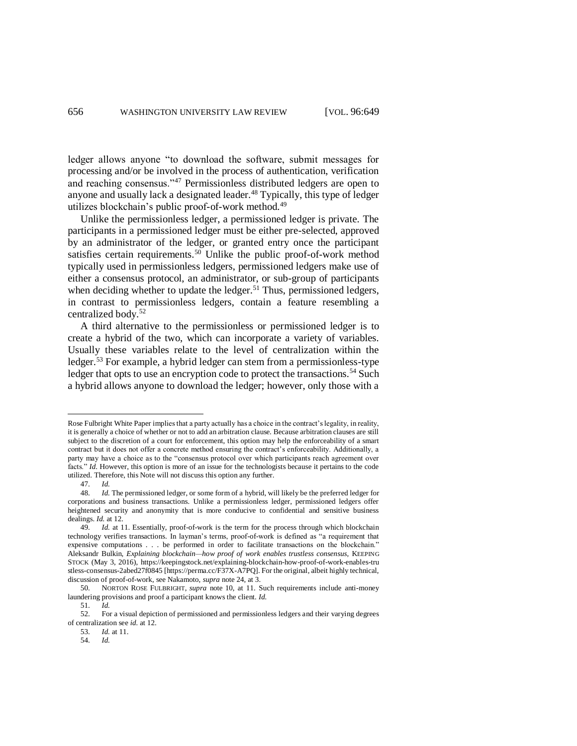ledger allows anyone "to download the software, submit messages for processing and/or be involved in the process of authentication, verification and reaching consensus."[47] Permissionless distributed ledgers are open to anyone and usually lack a designated leader.[48] Typically, this type of ledger utilizes blockchain's public proof-of-work method.[49]

Unlike the permissionless ledger, a permissioned ledger is private. The participants in a permissioned ledger must be either pre-selected, approved by an administrator of the ledger, or granted entry once the participant satisfies certain requirements.[50] Unlike the public proof-of-work method typically used in permissionless ledgers, permissioned ledgers make use of either a consensus protocol, an administrator, or sub-group of participants when deciding whether to update the ledger.[51] Thus, permissioned ledgers, in contrast to permissionless ledgers, contain a feature resembling a centralized body.[52]

A third alternative to the permissionless or permissioned ledger is to create a hybrid of the two, which can incorporate a variety of variables. Usually these variables relate to the level of centralization within the ledger.[53] For example, a hybrid ledger can stem from a permissionless-type ledger that opts to use an encryption code to protect the transactions.[54] Such a hybrid allows anyone to download the ledger; however, only those with a

---

Rose Fulbright White Paper implies that a party actually has a choice in the contract's legality, in reality, it is generally a choice of whether or not to add an arbitration clause. Because arbitration clauses are still subject to the discretion of a court for enforcement, this option may help the enforceability of a smart contract but it does not offer a concrete method ensuring the contract's enforceability. Additionally, a party may have a choice as to the "consensus protocol over which participants reach agreement over facts." *Id.* However, this option is more of an issue for the technologists because it pertains to the code utilized. Therefore, this Note will not discuss this option any further.

47. *Id.*

48. *Id.* The permissioned ledger, or some form of a hybrid, will likely be the preferred ledger for corporations and business transactions. Unlike a permissionless ledger, permissioned ledgers offer heightened security and anonymity that is more conducive to confidential and sensitive business dealings. *Id.* at 12.

49. *Id.* at 11. Essentially, proof-of-work is the term for the process through which blockchain technology verifies transactions. In layman's terms, proof-of-work is defined as "a requirement that expensive computations . . . be performed in order to facilitate transactions on the blockchain." Aleksandr Bulkin, *Explaining blockchain—how proof of work enables trustless consensus*, KEEPING STOCK (May 3, 2016), https://keepingstock.net/explaining-blockchain-how-proof-of-work-enables-trustless-consensus-2abed27f0845 [https://perma.cc/F37X-A7PQ]. For the original, albeit highly technical, discussion of proof-of-work, see Nakamoto, *supra* note 24, at 3.

50. NORTON ROSE FULBRIGHT, *supra* note 10, at 11. Such requirements include anti-money laundering provisions and proof a participant knows the client. *Id.*

51. *Id.*

52. For a visual depiction of permissioned and permissionless ledgers and their varying degrees of centralization see *id.* at 12.

53. *Id.* at 11.

54. *Id.*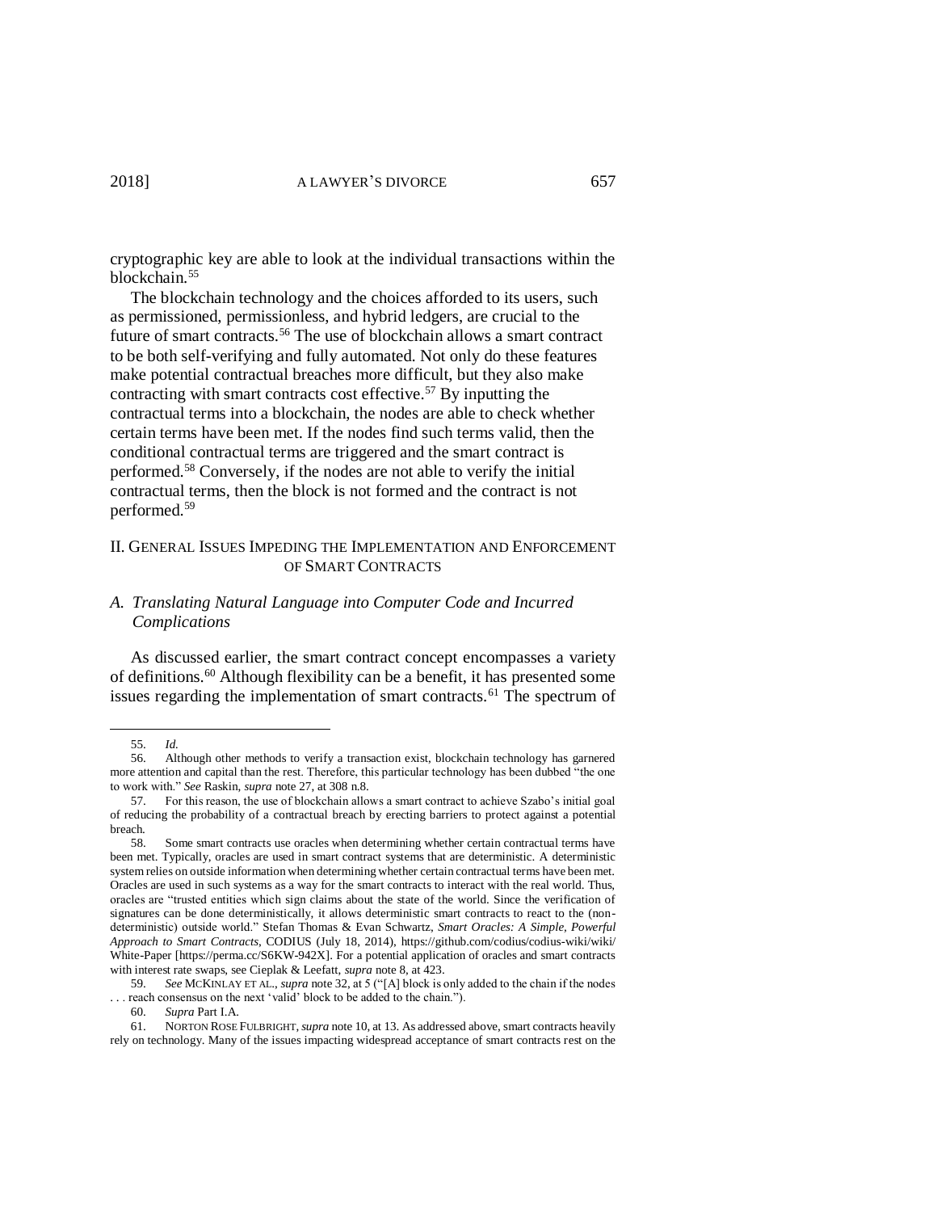cryptographic key are able to look at the individual transactions within the blockchain.[55]

The blockchain technology and the choices afforded to its users, such as permissioned, permissionless, and hybrid ledgers, are crucial to the future of smart contracts.[56] The use of blockchain allows a smart contract to be both self-verifying and fully automated. Not only do these features make potential contractual breaches more difficult, but they also make contracting with smart contracts cost effective.[57] By inputting the contractual terms into a blockchain, the nodes are able to check whether certain terms have been met. If the nodes find such terms valid, then the conditional contractual terms are triggered and the smart contract is performed.[58] Conversely, if the nodes are not able to verify the initial contractual terms, then the block is not formed and the contract is not performed.[59]

## II. General Issues Impeding the Implementation and Enforcement of Smart Contracts

### *A. Translating Natural Language into Computer Code and Incurred Complications*

As discussed earlier, the smart contract concept encompasses a variety of definitions.[60] Although flexibility can be a benefit, it has presented some issues regarding the implementation of smart contracts.[61] The spectrum of

---

55. *Id.*

56. Although other methods to verify a transaction exist, blockchain technology has garnered more attention and capital than the rest. Therefore, this particular technology has been dubbed "the one to work with." *See* Raskin, *supra* note 27, at 308 n.8.

57. For this reason, the use of blockchain allows a smart contract to achieve Szabo's initial goal of reducing the probability of a contractual breach by erecting barriers to protect against a potential breach.

58. Some smart contracts use oracles when determining whether certain contractual terms have been met. Typically, oracles are used in smart contract systems that are deterministic. A deterministic system relies on outside information when determining whether certain contractual terms have been met. Oracles are used in such systems as a way for the smart contracts to interact with the real world. Thus, oracles are "trusted entities which sign claims about the state of the world. Since the verification of signatures can be done deterministically, it allows deterministic smart contracts to react to the (non-deterministic) outside world." Stefan Thomas & Evan Schwartz, *Smart Oracles: A Simple, Powerful Approach to Smart Contracts*, CODIUS (July 18, 2014), https://github.com/codius/codius-wiki/wiki/White-Paper [https://perma.cc/S6KW-942X]. For a potential application of oracles and smart contracts with interest rate swaps, see Cieplak & Leefatt, *supra* note 8, at 423.

59. *See* MCKINLAY ET AL., *supra* note 32, at 5 ("[A] block is only added to the chain if the nodes . . . reach consensus on the next 'valid' block to be added to the chain.").

60. *Supra* Part I.A.

61. NORTON ROSE FULBRIGHT, *supra* note 10, at 13. As addressed above, smart contracts heavily rely on technology. Many of the issues impacting widespread acceptance of smart contracts rest on the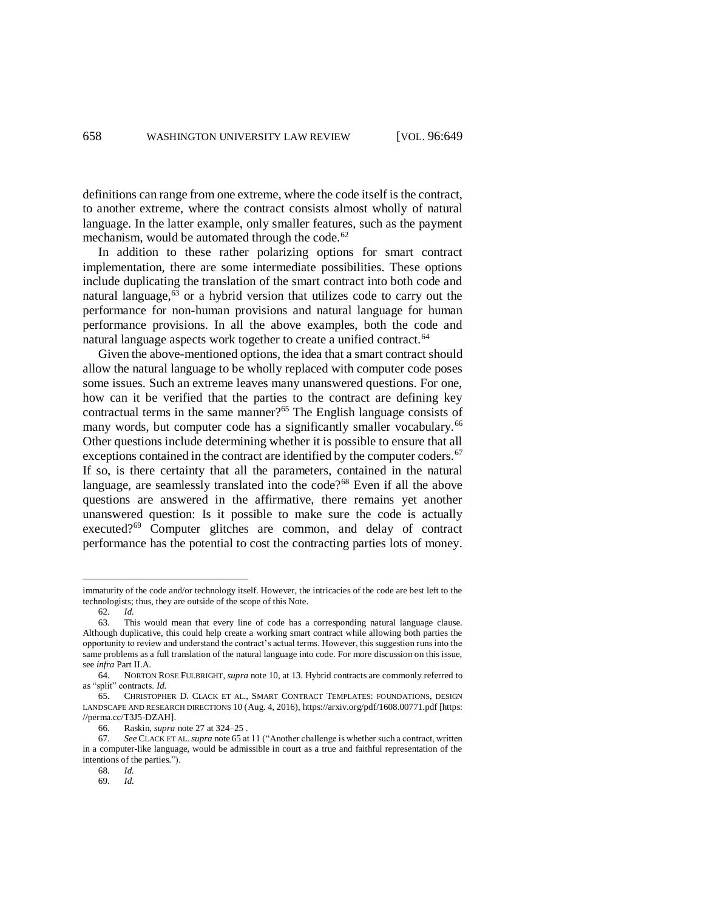definitions can range from one extreme, where the code itself is the contract, to another extreme, where the contract consists almost wholly of natural language. In the latter example, only smaller features, such as the payment mechanism, would be automated through the code.[62]

In addition to these rather polarizing options for smart contract implementation, there are some intermediate possibilities. These options include duplicating the translation of the smart contract into both code and natural language,[63] or a hybrid version that utilizes code to carry out the performance for non-human provisions and natural language for human performance provisions. In all the above examples, both the code and natural language aspects work together to create a unified contract.[64]

Given the above-mentioned options, the idea that a smart contract should allow the natural language to be wholly replaced with computer code poses some issues. Such an extreme leaves many unanswered questions. For one, how can it be verified that the parties to the contract are defining key contractual terms in the same manner?[65] The English language consists of many words, but computer code has a significantly smaller vocabulary.[66] Other questions include determining whether it is possible to ensure that all exceptions contained in the contract are identified by the computer coders.[67] If so, is there certainty that all the parameters, contained in the natural language, are seamlessly translated into the code?[68] Even if all the above questions are answered in the affirmative, there remains yet another unanswered question: Is it possible to make sure the code is actually executed?[69] Computer glitches are common, and delay of contract performance has the potential to cost the contracting parties lots of money.

---

immaturity of the code and/or technology itself. However, the intricacies of the code are best left to the technologists; thus, they are outside of the scope of this Note.

62. *Id.*

63. This would mean that every line of code has a corresponding natural language clause. Although duplicative, this could help create a working smart contract while allowing both parties the opportunity to review and understand the contract's actual terms. However, this suggestion runs into the same problems as a full translation of the natural language into code. For more discussion on this issue, see *infra* Part II.A.

64. NORTON ROSE FULBRIGHT, *supra* note 10, at 13. Hybrid contracts are commonly referred to as "split" contracts. *Id.*

65. CHRISTOPHER D. CLACK ET AL., SMART CONTRACT TEMPLATES: FOUNDATIONS, DESIGN LANDSCAPE AND RESEARCH DIRECTIONS 10 (Aug. 4, 2016), https://arxiv.org/pdf/1608.00771.pdf [https://perma.cc/T3J5-DZAH].

66. Raskin, *supra* note 27 at 324–25 .

67. *See* CLACK ET AL. *supra* note 65 at 11 ("Another challenge is whether such a contract, written in a computer-like language, would be admissible in court as a true and faithful representation of the intentions of the parties.").

68. *Id.*

69. *Id.*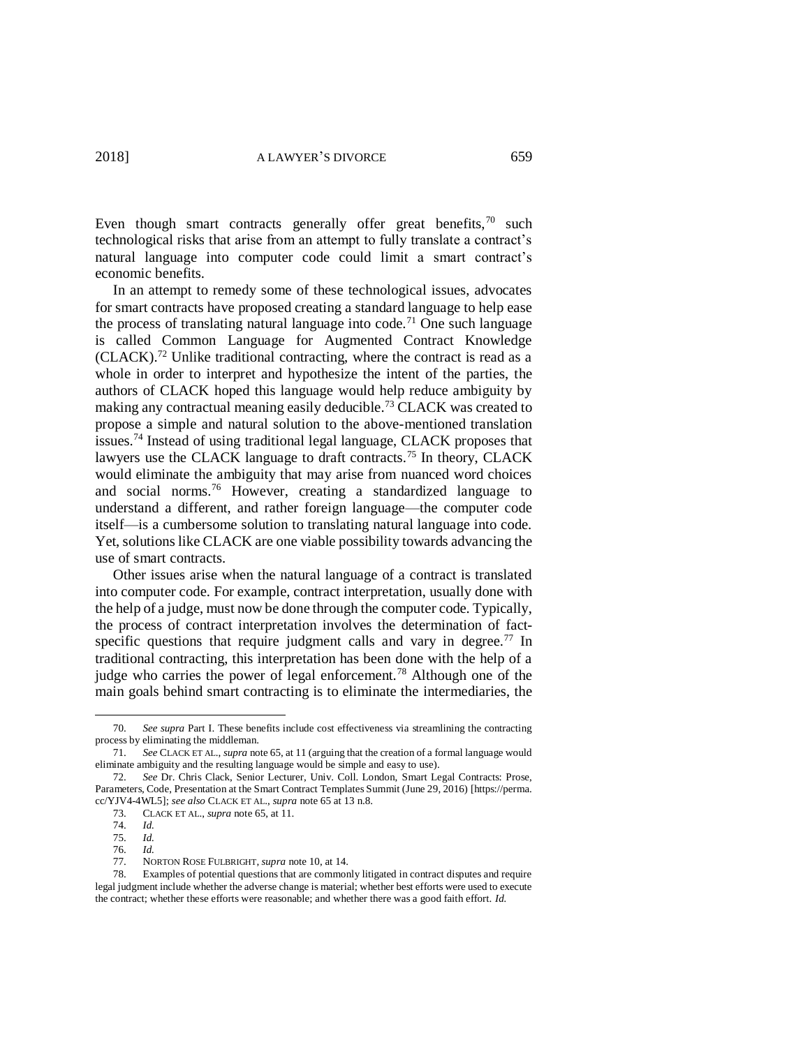Even though smart contracts generally offer great benefits,[70] such technological risks that arise from an attempt to fully translate a contract's natural language into computer code could limit a smart contract's economic benefits.

In an attempt to remedy some of these technological issues, advocates for smart contracts have proposed creating a standard language to help ease the process of translating natural language into code.[71] One such language is called Common Language for Augmented Contract Knowledge (CLACK).[72] Unlike traditional contracting, where the contract is read as a whole in order to interpret and hypothesize the intent of the parties, the authors of CLACK hoped this language would help reduce ambiguity by making any contractual meaning easily deducible.[73] CLACK was created to propose a simple and natural solution to the above-mentioned translation issues.[74] Instead of using traditional legal language, CLACK proposes that lawyers use the CLACK language to draft contracts.[75] In theory, CLACK would eliminate the ambiguity that may arise from nuanced word choices and social norms.[76] However, creating a standardized language to understand a different, and rather foreign language—the computer code itself—is a cumbersome solution to translating natural language into code. Yet, solutions like CLACK are one viable possibility towards advancing the use of smart contracts.

Other issues arise when the natural language of a contract is translated into computer code. For example, contract interpretation, usually done with the help of a judge, must now be done through the computer code. Typically, the process of contract interpretation involves the determination of fact-specific questions that require judgment calls and vary in degree.[77] In traditional contracting, this interpretation has been done with the help of a judge who carries the power of legal enforcement.[78] Although one of the main goals behind smart contracting is to eliminate the intermediaries, the

---

70. *See supra* Part I. These benefits include cost effectiveness via streamlining the contracting process by eliminating the middleman.

71. *See* CLACK ET AL., *supra* note 65, at 11 (arguing that the creation of a formal language would eliminate ambiguity and the resulting language would be simple and easy to use).

72. *See* Dr. Chris Clack, Senior Lecturer, Univ. Coll. London, Smart Legal Contracts: Prose, Parameters, Code, Presentation at the Smart Contract Templates Summit (June 29, 2016) [https://perma.cc/YJV4-4WL5]; *see also* CLACK ET AL., *supra* note 65 at 13 n.8.

73. CLACK ET AL., *supra* note 65, at 11.

74. *Id.*

75. *Id.*

76. *Id.*

77. NORTON ROSE FULBRIGHT, *supra* note 10, at 14.

78. Examples of potential questions that are commonly litigated in contract disputes and require legal judgment include whether the adverse change is material; whether best efforts were used to execute the contract; whether these efforts were reasonable; and whether there was a good faith effort. *Id.*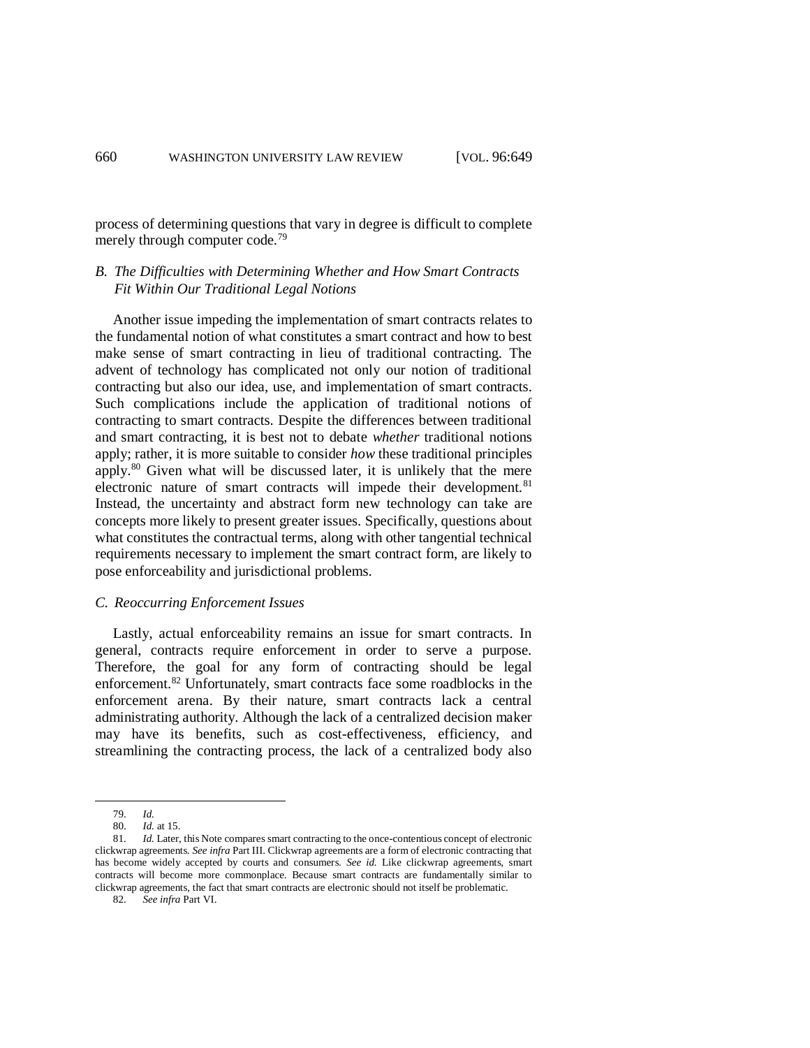process of determining questions that vary in degree is difficult to complete merely through computer code.[79]

### *B. The Difficulties with Determining Whether and How Smart Contracts Fit Within Our Traditional Legal Notions*

Another issue impeding the implementation of smart contracts relates to the fundamental notion of what constitutes a smart contract and how to best make sense of smart contracting in lieu of traditional contracting. The advent of technology has complicated not only our notion of traditional contracting but also our idea, use, and implementation of smart contracts. Such complications include the application of traditional notions of contracting to smart contracts. Despite the differences between traditional and smart contracting, it is best not to debate *whether* traditional notions apply; rather, it is more suitable to consider *how* these traditional principles apply.[80] Given what will be discussed later, it is unlikely that the mere electronic nature of smart contracts will impede their development.[81] Instead, the uncertainty and abstract form new technology can take are concepts more likely to present greater issues. Specifically, questions about what constitutes the contractual terms, along with other tangential technical requirements necessary to implement the smart contract form, are likely to pose enforceability and jurisdictional problems.

### *C. Reoccurring Enforcement Issues*

Lastly, actual enforceability remains an issue for smart contracts. In general, contracts require enforcement in order to serve a purpose. Therefore, the goal for any form of contracting should be legal enforcement.[82] Unfortunately, smart contracts face some roadblocks in the enforcement arena. By their nature, smart contracts lack a central administrating authority. Although the lack of a centralized decision maker may have its benefits, such as cost-effectiveness, efficiency, and streamlining the contracting process, the lack of a centralized body also

---

79. *Id.*

80. *Id.* at 15.

81. *Id.* Later, this Note compares smart contracting to the once-contentious concept of electronic clickwrap agreements. *See infra* Part III. Clickwrap agreements are a form of electronic contracting that has become widely accepted by courts and consumers. *See id.* Like clickwrap agreements, smart contracts will become more commonplace. Because smart contracts are fundamentally similar to clickwrap agreements, the fact that smart contracts are electronic should not itself be problematic.

82. *See infra* Part VI.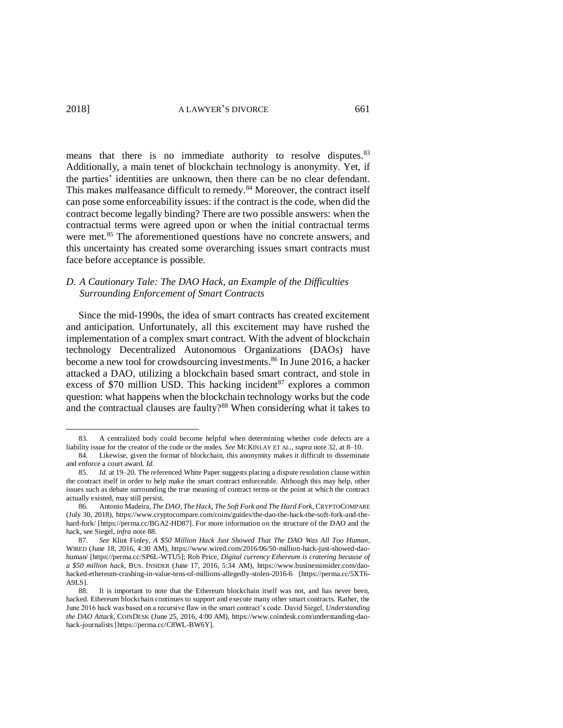means that there is no immediate authority to resolve disputes.[83] Additionally, a main tenet of blockchain technology is anonymity. Yet, if the parties' identities are unknown, then there can be no clear defendant. This makes malfeasance difficult to remedy.[84] Moreover, the contract itself can pose some enforceability issues: if the contract is the code, when did the contract become legally binding? There are two possible answers: when the contractual terms were agreed upon or when the initial contractual terms were met.[85] The aforementioned questions have no concrete answers, and this uncertainty has created some overarching issues smart contracts must face before acceptance is possible.

### *D. A Cautionary Tale: The DAO Hack, an Example of the Difficulties Surrounding Enforcement of Smart Contracts*

Since the mid-1990s, the idea of smart contracts has created excitement and anticipation. Unfortunately, all this excitement may have rushed the implementation of a complex smart contract. With the advent of blockchain technology Decentralized Autonomous Organizations (DAOs) have become a new tool for crowdsourcing investments.[86] In June 2016, a hacker attacked a DAO, utilizing a blockchain based smart contract, and stole in excess of $70 million USD. This hacking incident[87] explores a common question: what happens when the blockchain technology works but the code and the contractual clauses are faulty?[88] When considering what it takes to

---

83. A centralized body could become helpful when determining whether code defects are a liability issue for the creator of the code or the nodes. *See* MCKINLAY ET AL., *supra* note 32, at 8–10.

84. Likewise, given the format of blockchain, this anonymity makes it difficult to disseminate and enforce a court award. *Id.*

85. *Id.* at 19–20. The referenced White Paper suggests placing a dispute resolution clause within the contract itself in order to help make the smart contract enforceable. Although this may help, other issues such as debate surrounding the true meaning of contract terms or the point at which the contract actually existed, may still persist.

86. Antonio Madeira, *The DAO, The Hack, The Soft Fork and The Hard Fork*, CRYPTOCOMPARE (July 30, 2018), https://www.cryptocompare.com/coins/guides/the-dao-the-hack-the-soft-fork-and-the-hard-fork/ [https://perma.cc/BGA2-HD87]. For more information on the structure of the DAO and the hack, see Siegel, *infra* note 88.

87. *See* Klint Finley, *A $50 Million Hack Just Showed That The DAO Was All Too Human*, WIRED (June 18, 2016, 4:30 AM), https://www.wired.com/2016/06/50-million-hack-just-showed-dao-human/ [https://perma.cc/SP6L-WTU5]; Rob Price, *Digital currency Ethereum is cratering because of a $50 million hack*, BUS. INSIDER (June 17, 2016, 5:34 AM), https://www.businessinsider.com/dao-hacked-ethereum-crashing-in-value-tens-of-millions-allegedly-stolen-2016-6 [https://perma.cc/5XT6-A9LS].

88. It is important to note that the Ethereum blockchain itself was not, and has never been, hacked. Ethereum blockchain continues to support and execute many other smart contracts. Rather, the June 2016 hack was based on a recursive flaw in the smart contract's code. David Siegel, *Understanding the DAO Attack*, COINDESK (June 25, 2016, 4:00 AM), https://www.coindesk.com/understanding-dao-hack-journalists [https://perma.cc/C8WL-BW6Y].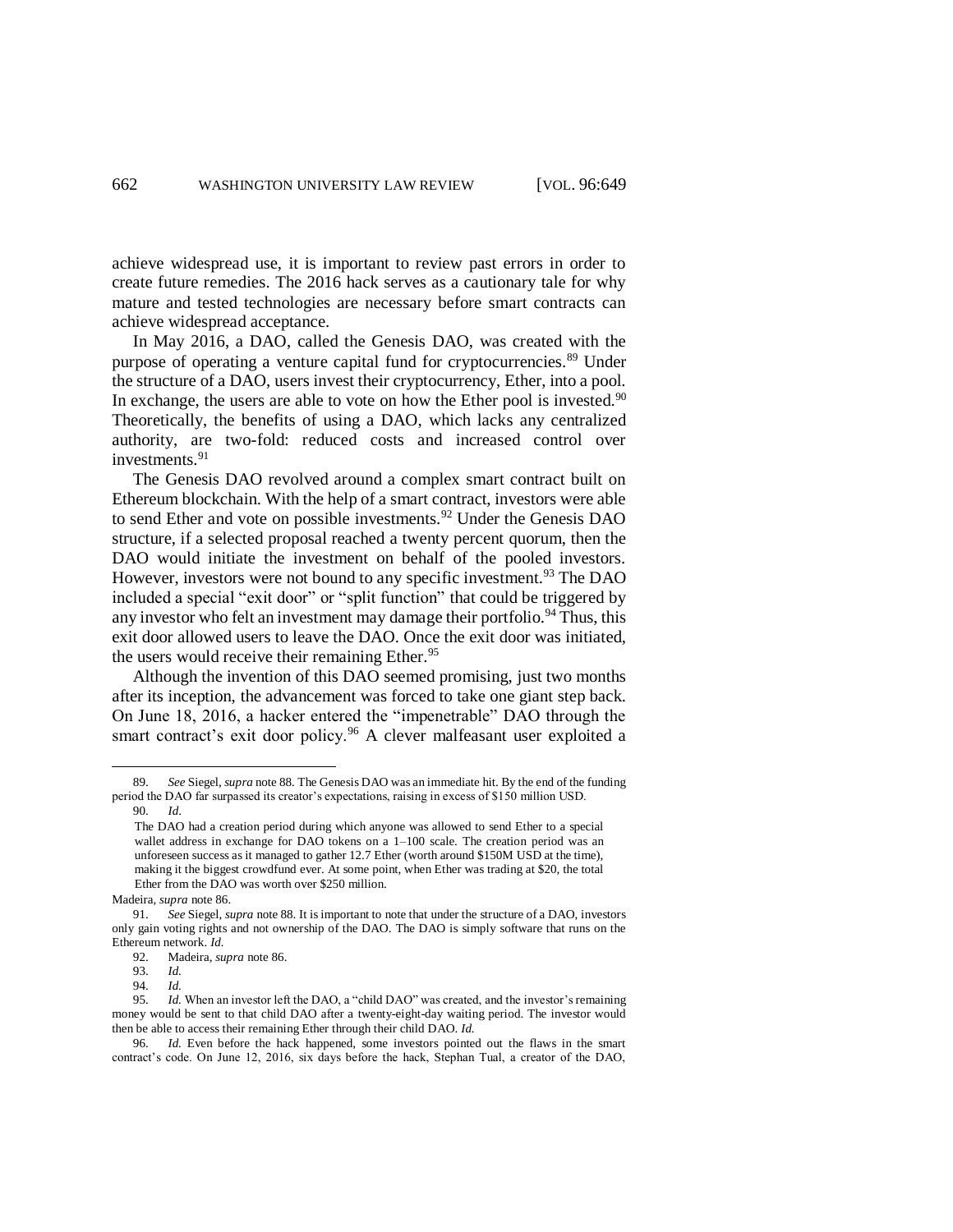achieve widespread use, it is important to review past errors in order to create future remedies. The 2016 hack serves as a cautionary tale for why mature and tested technologies are necessary before smart contracts can achieve widespread acceptance.

In May 2016, a DAO, called the Genesis DAO, was created with the purpose of operating a venture capital fund for cryptocurrencies.[89] Under the structure of a DAO, users invest their cryptocurrency, Ether, into a pool. In exchange, the users are able to vote on how the Ether pool is invested.[90] Theoretically, the benefits of using a DAO, which lacks any centralized authority, are two-fold: reduced costs and increased control over investments.[91]

The Genesis DAO revolved around a complex smart contract built on Ethereum blockchain. With the help of a smart contract, investors were able to send Ether and vote on possible investments.[92] Under the Genesis DAO structure, if a selected proposal reached a twenty percent quorum, then the DAO would initiate the investment on behalf of the pooled investors. However, investors were not bound to any specific investment.[93] The DAO included a special "exit door" or "split function" that could be triggered by any investor who felt an investment may damage their portfolio.[94] Thus, this exit door allowed users to leave the DAO. Once the exit door was initiated, the users would receive their remaining Ether.[95]

Although the invention of this DAO seemed promising, just two months after its inception, the advancement was forced to take one giant step back. On June 18, 2016, a hacker entered the "impenetrable" DAO through the smart contract's exit door policy.[96] A clever malfeasant user exploited a

---

89. *See* Siegel, *supra* note 88. The Genesis DAO was an immediate hit. By the end of the funding period the DAO far surpassed its creator's expectations, raising in excess of $150 million USD.

90. *Id*.

> The DAO had a creation period during which anyone was allowed to send Ether to a special wallet address in exchange for DAO tokens on a 1–100 scale. The creation period was an unforeseen success as it managed to gather 12.7 Ether (worth around $150M USD at the time), making it the biggest crowdfund ever. At some point, when Ether was trading at $20, the total Ether from the DAO was worth over $250 million.

Madeira, *supra* note 86.

91. *See* Siegel, *supra* note 88. It is important to note that under the structure of a DAO, investors only gain voting rights and not ownership of the DAO. The DAO is simply software that runs on the Ethereum network. *Id.*

92. Madeira, *supra* note 86.

93. *Id.*

94. *Id.*

95. *Id.* When an investor left the DAO, a "child DAO" was created, and the investor's remaining money would be sent to that child DAO after a twenty-eight-day waiting period. The investor would then be able to access their remaining Ether through their child DAO. *Id.*

96. *Id.* Even before the hack happened, some investors pointed out the flaws in the smart contract's code. On June 12, 2016, six days before the hack, Stephan Tual, a creator of the DAO,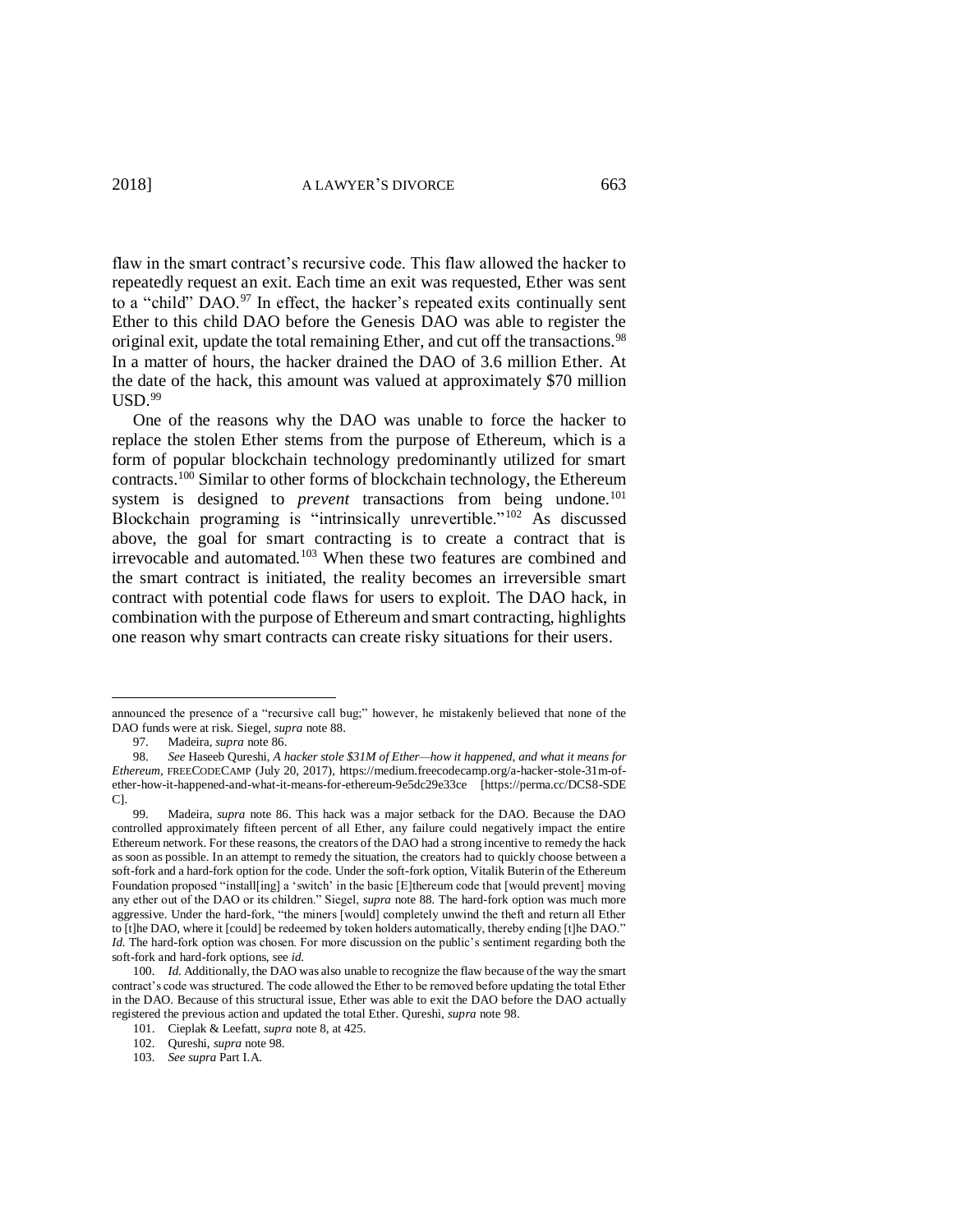flaw in the smart contract's recursive code. This flaw allowed the hacker to repeatedly request an exit. Each time an exit was requested, Ether was sent to a "child" DAO.[97] In effect, the hacker's repeated exits continually sent Ether to this child DAO before the Genesis DAO was able to register the original exit, update the total remaining Ether, and cut off the transactions.[98] In a matter of hours, the hacker drained the DAO of 3.6 million Ether. At the date of the hack, this amount was valued at approximately $70 million USD.[99]

One of the reasons why the DAO was unable to force the hacker to replace the stolen Ether stems from the purpose of Ethereum, which is a form of popular blockchain technology predominantly utilized for smart contracts.[100] Similar to other forms of blockchain technology, the Ethereum system is designed to *prevent* transactions from being undone.[101] Blockchain programing is "intrinsically unrevertible."[102] As discussed above, the goal for smart contracting is to create a contract that is irrevocable and automated.[103] When these two features are combined and the smart contract is initiated, the reality becomes an irreversible smart contract with potential code flaws for users to exploit. The DAO hack, in combination with the purpose of Ethereum and smart contracting, highlights one reason why smart contracts can create risky situations for their users.

---

announced the presence of a "recursive call bug;" however, he mistakenly believed that none of the DAO funds were at risk. Siegel, *supra* note 88.

97. Madeira, *supra* note 86.

98. *See* Haseeb Qureshi, *A hacker stole $31M of Ether—how it happened, and what it means for Ethereum*, FREECODECAMP (July 20, 2017), https://medium.freecodecamp.org/a-hacker-stole-31m-of-ether-how-it-happened-and-what-it-means-for-ethereum-9e5dc29e33ce [https://perma.cc/DCS8-SDEC].

99. Madeira, *supra* note 86. This hack was a major setback for the DAO. Because the DAO controlled approximately fifteen percent of all Ether, any failure could negatively impact the entire Ethereum network. For these reasons, the creators of the DAO had a strong incentive to remedy the hack as soon as possible. In an attempt to remedy the situation, the creators had to quickly choose between a soft-fork and a hard-fork option for the code. Under the soft-fork option, Vitalik Buterin of the Ethereum Foundation proposed "install[ing] a 'switch' in the basic [E]thereum code that [would prevent] moving any ether out of the DAO or its children." Siegel, *supra* note 88. The hard-fork option was much more aggressive. Under the hard-fork, "the miners [would] completely unwind the theft and return all Ether to [t]he DAO, where it [could] be redeemed by token holders automatically, thereby ending [t]he DAO." *Id.* The hard-fork option was chosen. For more discussion on the public's sentiment regarding both the soft-fork and hard-fork options, see *id.*

100. *Id.* Additionally, the DAO was also unable to recognize the flaw because of the way the smart contract's code was structured. The code allowed the Ether to be removed before updating the total Ether in the DAO. Because of this structural issue, Ether was able to exit the DAO before the DAO actually registered the previous action and updated the total Ether. Qureshi, *supra* note 98.

101. Cieplak & Leefatt, *supra* note 8, at 425.

102. Qureshi, *supra* note 98.

103. *See supra* Part I.A.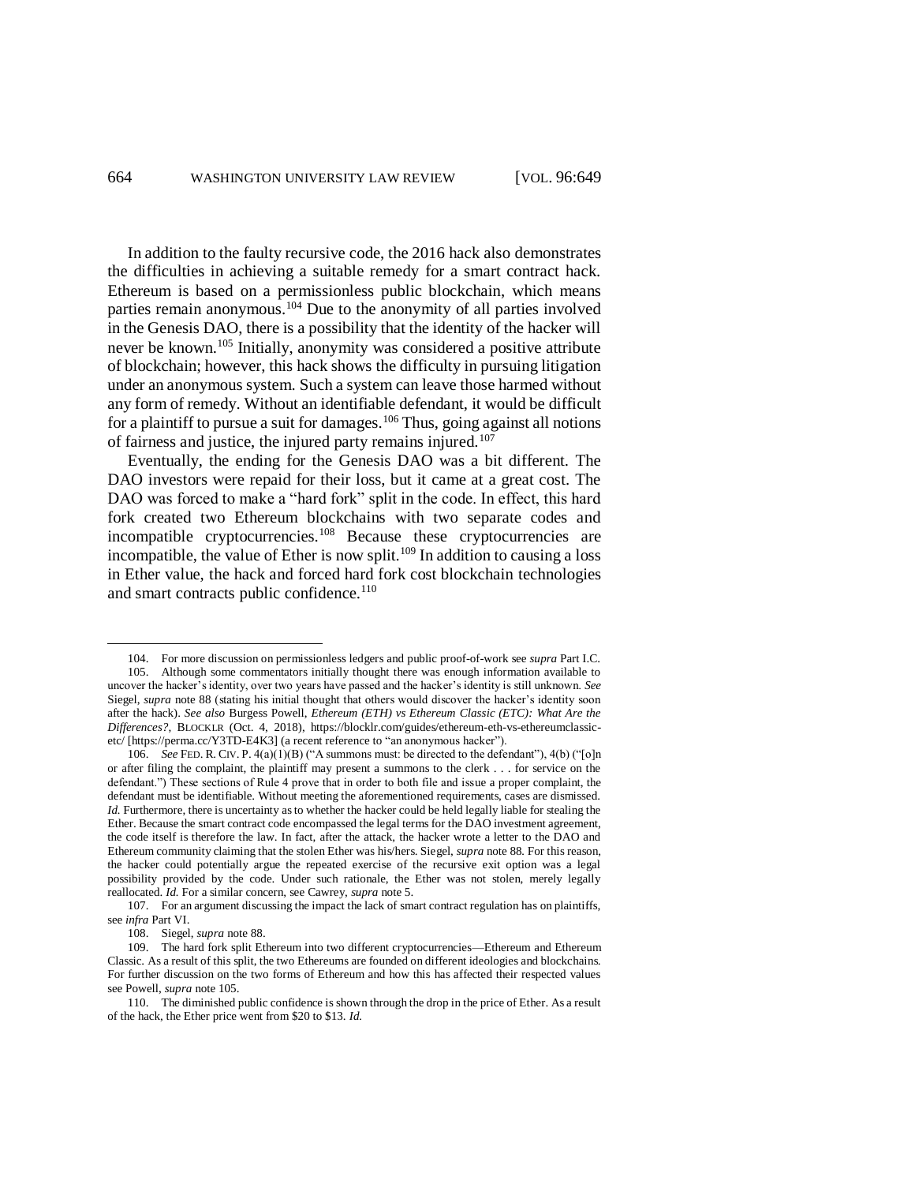In addition to the faulty recursive code, the 2016 hack also demonstrates the difficulties in achieving a suitable remedy for a smart contract hack. Ethereum is based on a permissionless public blockchain, which means parties remain anonymous.[104] Due to the anonymity of all parties involved in the Genesis DAO, there is a possibility that the identity of the hacker will never be known.[105] Initially, anonymity was considered a positive attribute of blockchain; however, this hack shows the difficulty in pursuing litigation under an anonymous system. Such a system can leave those harmed without any form of remedy. Without an identifiable defendant, it would be difficult for a plaintiff to pursue a suit for damages.[106] Thus, going against all notions of fairness and justice, the injured party remains injured.[107]

Eventually, the ending for the Genesis DAO was a bit different. The DAO investors were repaid for their loss, but it came at a great cost. The DAO was forced to make a "hard fork" split in the code. In effect, this hard fork created two Ethereum blockchains with two separate codes and incompatible cryptocurrencies.[108] Because these cryptocurrencies are incompatible, the value of Ether is now split.[109] In addition to causing a loss in Ether value, the hack and forced hard fork cost blockchain technologies and smart contracts public confidence.[110]

---

104. For more discussion on permissionless ledgers and public proof-of-work see *supra* Part I.C.

105. Although some commentators initially thought there was enough information available to uncover the hacker's identity, over two years have passed and the hacker's identity is still unknown. *See* Siegel, *supra* note 88 (stating his initial thought that others would discover the hacker's identity soon after the hack). *See also* Burgess Powell, *Ethereum (ETH) vs Ethereum Classic (ETC): What Are the Differences?*, BLOCKLR (Oct. 4, 2018), https://blocklr.com/guides/ethereum-eth-vs-ethereumclassic-etc/ [https://perma.cc/Y3TD-E4K3] (a recent reference to "an anonymous hacker").

106. *See* FED. R. CIV. P. 4(a)(1)(B) ("A summons must: be directed to the defendant"), 4(b) ("[o]n or after filing the complaint, the plaintiff may present a summons to the clerk . . . for service on the defendant.") These sections of Rule 4 prove that in order to both file and issue a proper complaint, the defendant must be identifiable. Without meeting the aforementioned requirements, cases are dismissed. *Id.* Furthermore, there is uncertainty as to whether the hacker could be held legally liable for stealing the Ether. Because the smart contract code encompassed the legal terms for the DAO investment agreement, the code itself is therefore the law. In fact, after the attack, the hacker wrote a letter to the DAO and Ethereum community claiming that the stolen Ether was his/hers. Siegel, *supra* note 88. For this reason, the hacker could potentially argue the repeated exercise of the recursive exit option was a legal possibility provided by the code. Under such rationale, the Ether was not stolen, merely legally reallocated. *Id.* For a similar concern, see Cawrey, *supra* note 5.

107. For an argument discussing the impact the lack of smart contract regulation has on plaintiffs, see *infra* Part VI.

108. Siegel, *supra* note 88.

109. The hard fork split Ethereum into two different cryptocurrencies—Ethereum and Ethereum Classic. As a result of this split, the two Ethereums are founded on different ideologies and blockchains. For further discussion on the two forms of Ethereum and how this has affected their respected values see Powell, *supra* note 105.

110. The diminished public confidence is shown through the drop in the price of Ether. As a result of the hack, the Ether price went from $20 to $13. *Id.*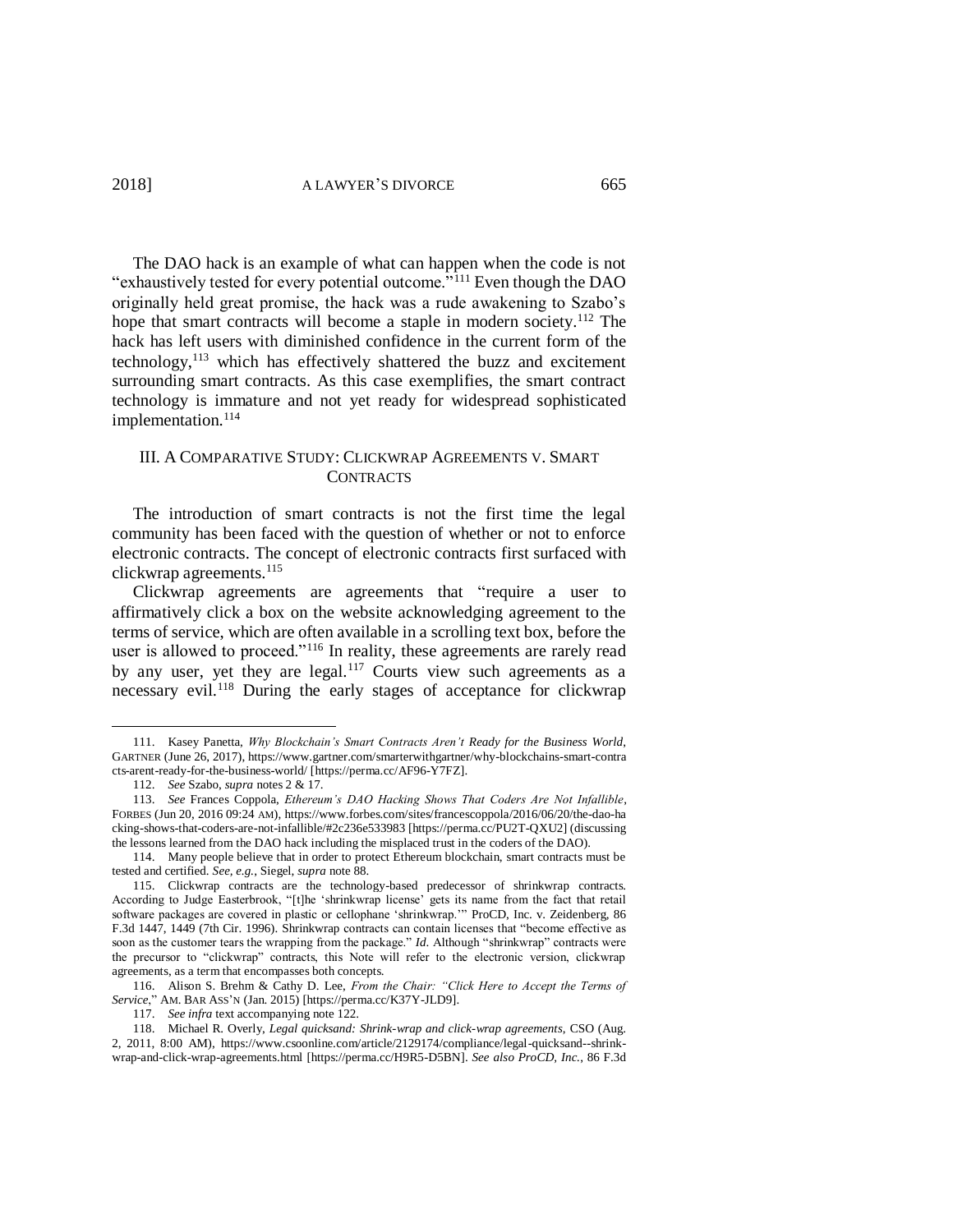The DAO hack is an example of what can happen when the code is not "exhaustively tested for every potential outcome."[111] Even though the DAO originally held great promise, the hack was a rude awakening to Szabo's hope that smart contracts will become a staple in modern society.[112] The hack has left users with diminished confidence in the current form of the technology,[113] which has effectively shattered the buzz and excitement surrounding smart contracts. As this case exemplifies, the smart contract technology is immature and not yet ready for widespread sophisticated implementation.[114]

## III. A COMPARATIVE STUDY: CLICKWRAP AGREEMENTS V. SMART CONTRACTS

The introduction of smart contracts is not the first time the legal community has been faced with the question of whether or not to enforce electronic contracts. The concept of electronic contracts first surfaced with clickwrap agreements.[115]

Clickwrap agreements are agreements that "require a user to affirmatively click a box on the website acknowledging agreement to the terms of service, which are often available in a scrolling text box, before the user is allowed to proceed."[116] In reality, these agreements are rarely read by any user, yet they are legal.[117] Courts view such agreements as a necessary evil.[118] During the early stages of acceptance for clickwrap

---

111. Kasey Panetta, *Why Blockchain's Smart Contracts Aren't Ready for the Business World*, GARTNER (June 26, 2017), https://www.gartner.com/smarterwithgartner/why-blockchains-smart-contracts-arent-ready-for-the-business-world/ [https://perma.cc/AF96-Y7FZ].

112. *See* Szabo, *supra* notes 2 & 17.

113. *See* Frances Coppola, *Ethereum's DAO Hacking Shows That Coders Are Not Infallible*, FORBES (Jun 20, 2016 09:24 AM), https://www.forbes.com/sites/francescoppola/2016/06/20/the-dao-hacking-shows-that-coders-are-not-infallible/#2c236e533983 [https://perma.cc/PU2T-QXU2] (discussing the lessons learned from the DAO hack including the misplaced trust in the coders of the DAO).

114. Many people believe that in order to protect Ethereum blockchain, smart contracts must be tested and certified. *See, e.g.*, Siegel, *supra* note 88.

115. Clickwrap contracts are the technology-based predecessor of shrinkwrap contracts. According to Judge Easterbrook, "[t]he 'shrinkwrap license' gets its name from the fact that retail software packages are covered in plastic or cellophane 'shrinkwrap.'" ProCD, Inc. v. Zeidenberg, 86 F.3d 1447, 1449 (7th Cir. 1996). Shrinkwrap contracts can contain licenses that "become effective as soon as the customer tears the wrapping from the package." *Id.* Although "shrinkwrap" contracts were the precursor to "clickwrap" contracts, this Note will refer to the electronic version, clickwrap agreements, as a term that encompasses both concepts.

116. Alison S. Brehm & Cathy D. Lee, *From the Chair: "Click Here to Accept the Terms of Service*," AM. BAR ASS'N (Jan. 2015) [https://perma.cc/K37Y-JLD9].

117. *See infra* text accompanying note 122.

118. Michael R. Overly, *Legal quicksand: Shrink-wrap and click-wrap agreements*, CSO (Aug. 2, 2011, 8:00 AM), https://www.csoonline.com/article/2129174/compliance/legal-quicksand--shrink-wrap-and-click-wrap-agreements.html [https://perma.cc/H9R5-D5BN]. *See also ProCD, Inc.*, 86 F.3d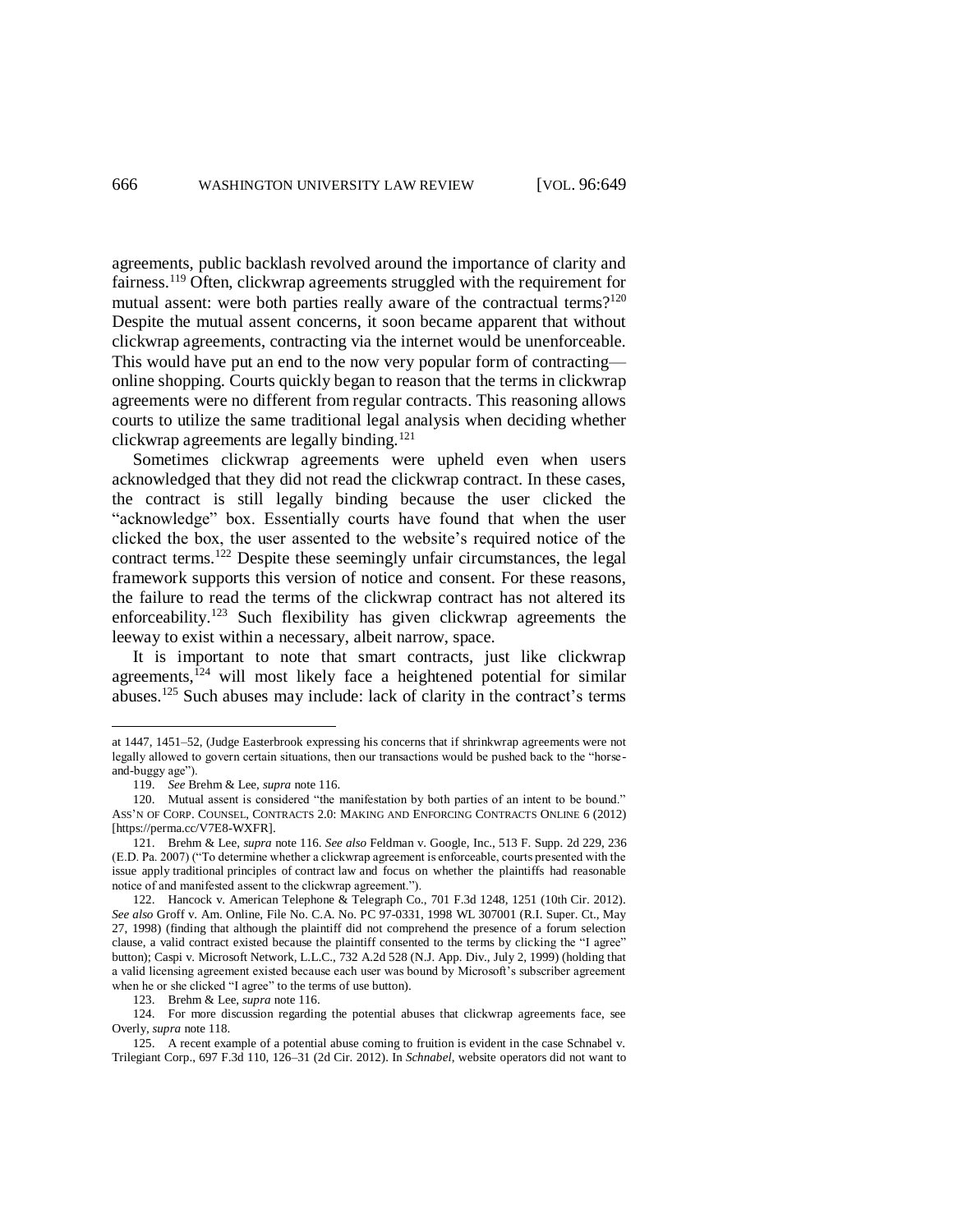agreements, public backlash revolved around the importance of clarity and fairness.[119] Often, clickwrap agreements struggled with the requirement for mutual assent: were both parties really aware of the contractual terms?[120] Despite the mutual assent concerns, it soon became apparent that without clickwrap agreements, contracting via the internet would be unenforceable. This would have put an end to the now very popular form of contracting—online shopping. Courts quickly began to reason that the terms in clickwrap agreements were no different from regular contracts. This reasoning allows courts to utilize the same traditional legal analysis when deciding whether clickwrap agreements are legally binding.[121]

Sometimes clickwrap agreements were upheld even when users acknowledged that they did not read the clickwrap contract. In these cases, the contract is still legally binding because the user clicked the "acknowledge" box. Essentially courts have found that when the user clicked the box, the user assented to the website's required notice of the contract terms.[122] Despite these seemingly unfair circumstances, the legal framework supports this version of notice and consent. For these reasons, the failure to read the terms of the clickwrap contract has not altered its enforceability.[123] Such flexibility has given clickwrap agreements the leeway to exist within a necessary, albeit narrow, space.

It is important to note that smart contracts, just like clickwrap agreements,[124] will most likely face a heightened potential for similar abuses.[125] Such abuses may include: lack of clarity in the contract's terms

---

at 1447, 1451–52, (Judge Easterbrook expressing his concerns that if shrinkwrap agreements were not legally allowed to govern certain situations, then our transactions would be pushed back to the "horse-and-buggy age").

119. *See* Brehm & Lee, *supra* note 116.

120. Mutual assent is considered "the manifestation by both parties of an intent to be bound." ASS'N OF CORP. COUNSEL, CONTRACTS 2.0: MAKING AND ENFORCING CONTRACTS ONLINE 6 (2012) [https://perma.cc/V7E8-WXFR].

121. Brehm & Lee, *supra* note 116. *See also* Feldman v. Google, Inc., 513 F. Supp. 2d 229, 236 (E.D. Pa. 2007) ("To determine whether a clickwrap agreement is enforceable, courts presented with the issue apply traditional principles of contract law and focus on whether the plaintiffs had reasonable notice of and manifested assent to the clickwrap agreement.").

122. Hancock v. American Telephone & Telegraph Co., 701 F.3d 1248, 1251 (10th Cir. 2012). *See also* Groff v. Am. Online, File No. C.A. No. PC 97-0331, 1998 WL 307001 (R.I. Super. Ct., May 27, 1998) (finding that although the plaintiff did not comprehend the presence of a forum selection clause, a valid contract existed because the plaintiff consented to the terms by clicking the "I agree" button); Caspi v. Microsoft Network, L.L.C., 732 A.2d 528 (N.J. App. Div., July 2, 1999) (holding that a valid licensing agreement existed because each user was bound by Microsoft's subscriber agreement when he or she clicked "I agree" to the terms of use button).

123. Brehm & Lee, *supra* note 116.

124. For more discussion regarding the potential abuses that clickwrap agreements face, see Overly, *supra* note 118.

125. A recent example of a potential abuse coming to fruition is evident in the case Schnabel v. Trilegiant Corp., 697 F.3d 110, 126–31 (2d Cir. 2012). In *Schnabel*, website operators did not want to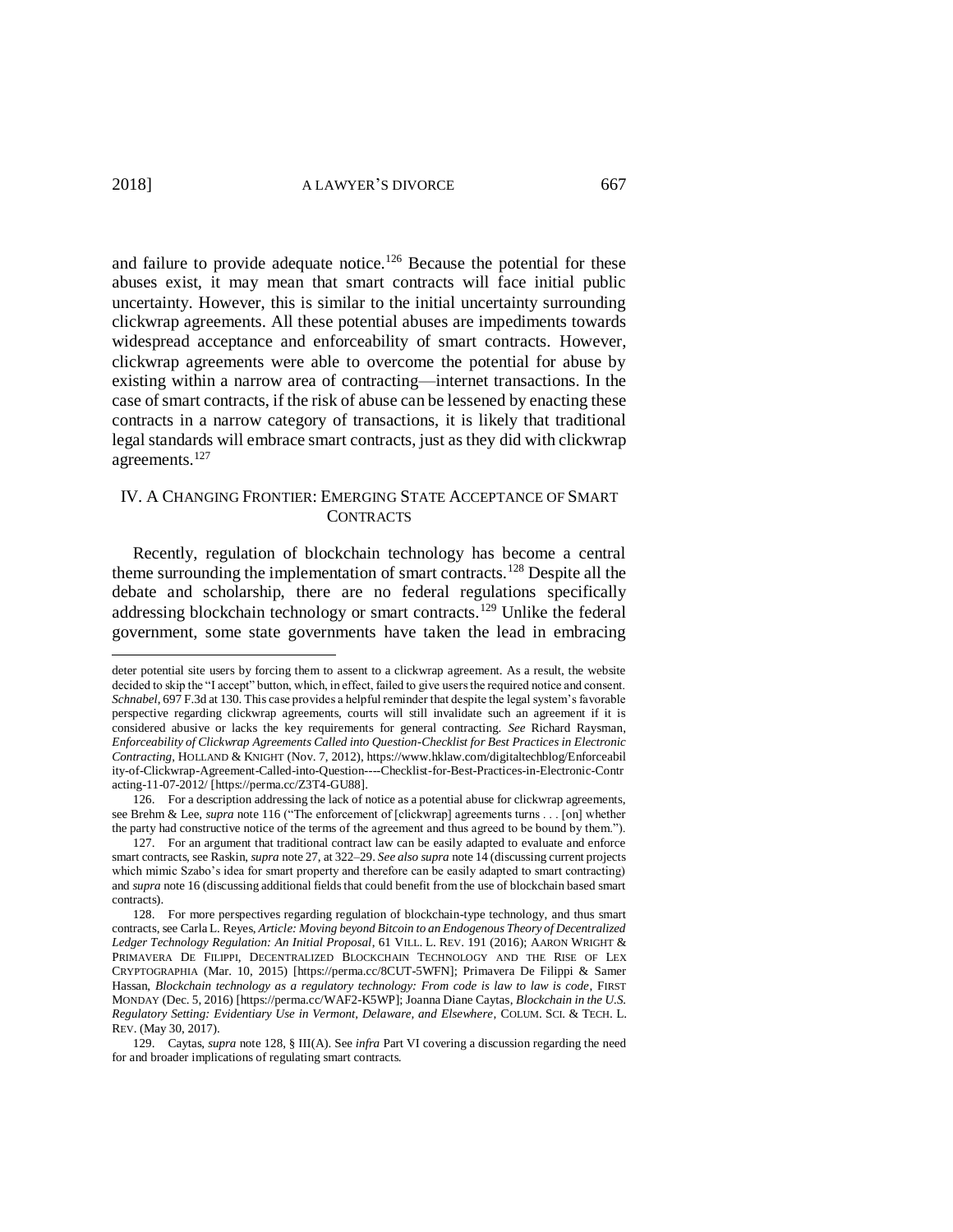and failure to provide adequate notice.[126] Because the potential for these abuses exist, it may mean that smart contracts will face initial public uncertainty. However, this is similar to the initial uncertainty surrounding clickwrap agreements. All these potential abuses are impediments towards widespread acceptance and enforceability of smart contracts. However, clickwrap agreements were able to overcome the potential for abuse by existing within a narrow area of contracting—internet transactions. In the case of smart contracts, if the risk of abuse can be lessened by enacting these contracts in a narrow category of transactions, it is likely that traditional legal standards will embrace smart contracts, just as they did with clickwrap agreements.[127]

## IV. A CHANGING FRONTIER: EMERGING STATE ACCEPTANCE OF SMART CONTRACTS

Recently, regulation of blockchain technology has become a central theme surrounding the implementation of smart contracts.[128] Despite all the debate and scholarship, there are no federal regulations specifically addressing blockchain technology or smart contracts.[129] Unlike the federal government, some state governments have taken the lead in embracing

---

deter potential site users by forcing them to assent to a clickwrap agreement. As a result, the website decided to skip the "I accept" button, which, in effect, failed to give users the required notice and consent. *Schnabel*, 697 F.3d at 130. This case provides a helpful reminder that despite the legal system's favorable perspective regarding clickwrap agreements, courts will still invalidate such an agreement if it is considered abusive or lacks the key requirements for general contracting. *See* Richard Raysman, *Enforceability of Clickwrap Agreements Called into Question-Checklist for Best Practices in Electronic Contracting*, HOLLAND & KNIGHT (Nov. 7, 2012), https://www.hklaw.com/digitaltechblog/Enforceability-of-Clickwrap-Agreement-Called-into-Question----Checklist-for-Best-Practices-in-Electronic-Contracting-11-07-2012/ [https://perma.cc/Z3T4-GU88].

126. For a description addressing the lack of notice as a potential abuse for clickwrap agreements, see Brehm & Lee, *supra* note 116 ("The enforcement of [clickwrap] agreements turns . . . [on] whether the party had constructive notice of the terms of the agreement and thus agreed to be bound by them.").

127. For an argument that traditional contract law can be easily adapted to evaluate and enforce smart contracts, see Raskin, *supra* note 27, at 322–29. *See also supra* note 14 (discussing current projects which mimic Szabo's idea for smart property and therefore can be easily adapted to smart contracting) and *supra* note 16 (discussing additional fields that could benefit from the use of blockchain based smart contracts).

128. For more perspectives regarding regulation of blockchain-type technology, and thus smart contracts, see Carla L. Reyes, *Article: Moving beyond Bitcoin to an Endogenous Theory of Decentralized Ledger Technology Regulation: An Initial Proposal*, 61 VILL. L. REV. 191 (2016); AARON WRIGHT & PRIMAVERA DE FILIPPI, DECENTRALIZED BLOCKCHAIN TECHNOLOGY AND THE RISE OF LEX CRYPTOGRAPHIA (Mar. 10, 2015) [https://perma.cc/8CUT-5WFN]; Primavera De Filippi & Samer Hassan, *Blockchain technology as a regulatory technology: From code is law to law is code*, FIRST MONDAY (Dec. 5, 2016) [https://perma.cc/WAF2-K5WP]; Joanna Diane Caytas, *Blockchain in the U.S. Regulatory Setting: Evidentiary Use in Vermont, Delaware, and Elsewhere*, COLUM. SCI. & TECH. L. REV. (May 30, 2017).

129. Caytas, *supra* note 128, § III(A). See *infra* Part VI covering a discussion regarding the need for and broader implications of regulating smart contracts.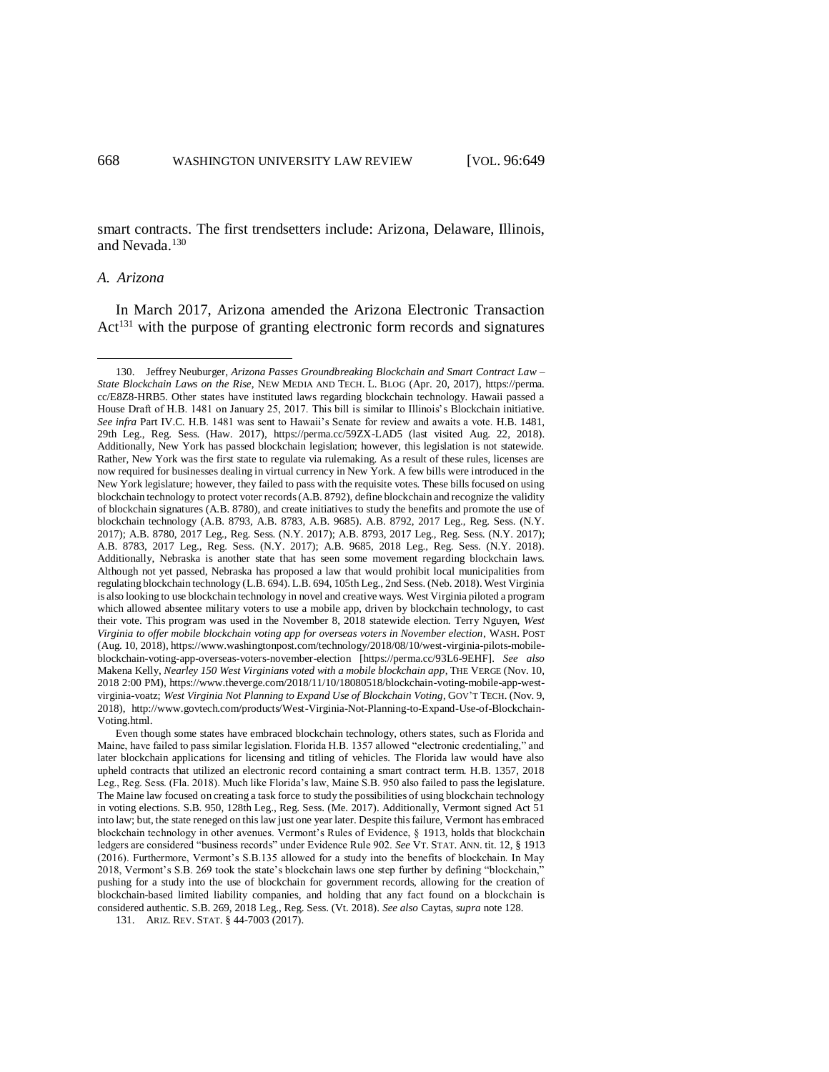smart contracts. The first trendsetters include: Arizona, Delaware, Illinois, and Nevada.[130]

### *A. Arizona*

In March 2017, Arizona amended the Arizona Electronic Transaction Act[131] with the purpose of granting electronic form records and signatures

---

130. Jeffrey Neuburger, *Arizona Passes Groundbreaking Blockchain and Smart Contract Law – State Blockchain Laws on the Rise*, NEW MEDIA AND TECH. L. BLOG (Apr. 20, 2017), https://perma.cc/E8Z8-HRB5. Other states have instituted laws regarding blockchain technology. Hawaii passed a House Draft of H.B. 1481 on January 25, 2017. This bill is similar to Illinois's Blockchain initiative. *See infra* Part IV.C. H.B. 1481 was sent to Hawaii's Senate for review and awaits a vote. H.B. 1481, 29th Leg., Reg. Sess. (Haw. 2017), https://perma.cc/59ZX-LAD5 (last visited Aug. 22, 2018). Additionally, New York has passed blockchain legislation; however, this legislation is not statewide. Rather, New York was the first state to regulate via rulemaking. As a result of these rules, licenses are now required for businesses dealing in virtual currency in New York. A few bills were introduced in the New York legislature; however, they failed to pass with the requisite votes. These bills focused on using blockchain technology to protect voter records (A.B. 8792), define blockchain and recognize the validity of blockchain signatures (A.B. 8780), and create initiatives to study the benefits and promote the use of blockchain technology (A.B. 8793, A.B. 8783, A.B. 9685). A.B. 8792, 2017 Leg., Reg. Sess. (N.Y. 2017); A.B. 8780, 2017 Leg., Reg. Sess. (N.Y. 2017); A.B. 8793, 2017 Leg., Reg. Sess. (N.Y. 2017); A.B. 8783, 2017 Leg., Reg. Sess. (N.Y. 2017); A.B. 9685, 2018 Leg., Reg. Sess. (N.Y. 2018). Additionally, Nebraska is another state that has seen some movement regarding blockchain laws. Although not yet passed, Nebraska has proposed a law that would prohibit local municipalities from regulating blockchain technology (L.B. 694). L.B. 694, 105th Leg., 2nd Sess. (Neb. 2018). West Virginia is also looking to use blockchain technology in novel and creative ways. West Virginia piloted a program which allowed absentee military voters to use a mobile app, driven by blockchain technology, to cast their vote. This program was used in the November 8, 2018 statewide election. Terry Nguyen, *West Virginia to offer mobile blockchain voting app for overseas voters in November election*, WASH. POST (Aug. 10, 2018), https://www.washingtonpost.com/technology/2018/08/10/west-virginia-pilots-mobile-blockchain-voting-app-overseas-voters-november-election [https://perma.cc/93L6-9EHF]. *See also* Makena Kelly, *Nearley 150 West Virginians voted with a mobile blockchain app*, THE VERGE (Nov. 10, 2018 2:00 PM), https://www.theverge.com/2018/11/10/18080518/blockchain-voting-mobile-app-west-virginia-voatz; *West Virginia Not Planning to Expand Use of Blockchain Voting*, GOV'T TECH. (Nov. 9, 2018), http://www.govtech.com/products/West-Virginia-Not-Planning-to-Expand-Use-of-Blockchain-Voting.html.

Even though some states have embraced blockchain technology, others states, such as Florida and Maine, have failed to pass similar legislation. Florida H.B. 1357 allowed "electronic credentialing," and later blockchain applications for licensing and titling of vehicles. The Florida law would have also upheld contracts that utilized an electronic record containing a smart contract term. H.B. 1357, 2018 Leg., Reg. Sess. (Fla. 2018). Much like Florida's law, Maine S.B. 950 also failed to pass the legislature. The Maine law focused on creating a task force to study the possibilities of using blockchain technology in voting elections. S.B. 950, 128th Leg., Reg. Sess. (Me. 2017). Additionally, Vermont signed Act 51 into law; but, the state reneged on this law just one year later. Despite this failure, Vermont has embraced blockchain technology in other avenues. Vermont's Rules of Evidence, § 1913, holds that blockchain ledgers are considered "business records" under Evidence Rule 902. *See* VT. STAT. ANN. tit. 12, § 1913 (2016). Furthermore, Vermont's S.B.135 allowed for a study into the benefits of blockchain. In May 2018, Vermont's S.B. 269 took the state's blockchain laws one step further by defining "blockchain," pushing for a study into the use of blockchain for government records, allowing for the creation of blockchain-based limited liability companies, and holding that any fact found on a blockchain is considered authentic. S.B. 269, 2018 Leg., Reg. Sess. (Vt. 2018). *See also* Caytas, *supra* note 128.

131. ARIZ. REV. STAT. § 44-7003 (2017).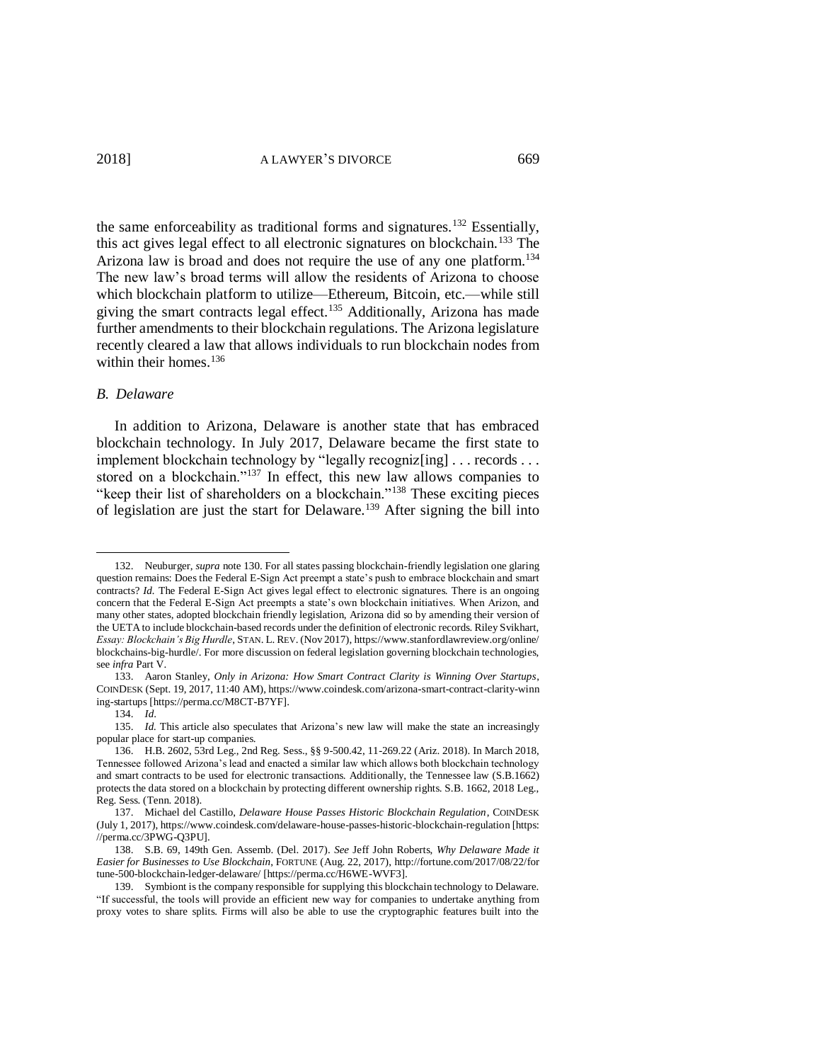the same enforceability as traditional forms and signatures.[132] Essentially, this act gives legal effect to all electronic signatures on blockchain.[133] The Arizona law is broad and does not require the use of any one platform.[134] The new law's broad terms will allow the residents of Arizona to choose which blockchain platform to utilize—Ethereum, Bitcoin, etc.—while still giving the smart contracts legal effect.[135] Additionally, Arizona has made further amendments to their blockchain regulations. The Arizona legislature recently cleared a law that allows individuals to run blockchain nodes from within their homes.[136]

### *B. Delaware*

In addition to Arizona, Delaware is another state that has embraced blockchain technology. In July 2017, Delaware became the first state to implement blockchain technology by "legally recogniz[ing] . . . records . . . stored on a blockchain."[137] In effect, this new law allows companies to "keep their list of shareholders on a blockchain."[138] These exciting pieces of legislation are just the start for Delaware.[139] After signing the bill into

---

132. Neuburger, *supra* note 130. For all states passing blockchain-friendly legislation one glaring question remains: Does the Federal E-Sign Act preempt a state's push to embrace blockchain and smart contracts? *Id.* The Federal E-Sign Act gives legal effect to electronic signatures. There is an ongoing concern that the Federal E-Sign Act preempts a state's own blockchain initiatives. When Arizon, and many other states, adopted blockchain friendly legislation, Arizona did so by amending their version of the UETA to include blockchain-based records under the definition of electronic records. Riley Svikhart, *Essay: Blockchain's Big Hurdle*, STAN. L. REV. (Nov 2017), https://www.stanfordlawreview.org/online/blockchains-big-hurdle/. For more discussion on federal legislation governing blockchain technologies, see *infra* Part V.

133. Aaron Stanley, *Only in Arizona: How Smart Contract Clarity is Winning Over Startups*, COINDESK (Sept. 19, 2017, 11:40 AM), https://www.coindesk.com/arizona-smart-contract-clarity-winning-startups [https://perma.cc/M8CT-B7YF].

134. *Id.*

135. *Id.* This article also speculates that Arizona's new law will make the state an increasingly popular place for start-up companies.

136. H.B. 2602, 53rd Leg., 2nd Reg. Sess., §§ 9-500.42, 11-269.22 (Ariz. 2018). In March 2018, Tennessee followed Arizona's lead and enacted a similar law which allows both blockchain technology and smart contracts to be used for electronic transactions. Additionally, the Tennessee law (S.B.1662) protects the data stored on a blockchain by protecting different ownership rights. S.B. 1662, 2018 Leg., Reg. Sess. (Tenn. 2018).

137. Michael del Castillo, *Delaware House Passes Historic Blockchain Regulation*, COINDESK (July 1, 2017), https://www.coindesk.com/delaware-house-passes-historic-blockchain-regulation [https://perma.cc/3PWG-Q3PU].

138. S.B. 69, 149th Gen. Assemb. (Del. 2017). *See* Jeff John Roberts, *Why Delaware Made it Easier for Businesses to Use Blockchain*, FORTUNE (Aug. 22, 2017), http://fortune.com/2017/08/22/fortune-500-blockchain-ledger-delaware/ [https://perma.cc/H6WE-WVF3].

139. Symbiont is the company responsible for supplying this blockchain technology to Delaware. "If successful, the tools will provide an efficient new way for companies to undertake anything from proxy votes to share splits. Firms will also be able to use the cryptographic features built into the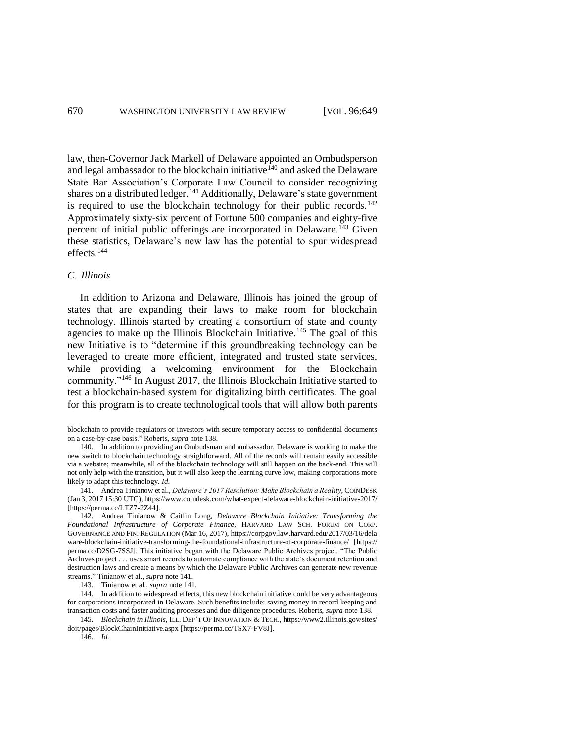law, then-Governor Jack Markell of Delaware appointed an Ombudsperson and legal ambassador to the blockchain initiative[140] and asked the Delaware State Bar Association's Corporate Law Council to consider recognizing shares on a distributed ledger.[141] Additionally, Delaware's state government is required to use the blockchain technology for their public records.[142] Approximately sixty-six percent of Fortune 500 companies and eighty-five percent of initial public offerings are incorporated in Delaware.[143] Given these statistics, Delaware's new law has the potential to spur widespread effects.[144]

### *C. Illinois*

In addition to Arizona and Delaware, Illinois has joined the group of states that are expanding their laws to make room for blockchain technology. Illinois started by creating a consortium of state and county agencies to make up the Illinois Blockchain Initiative.[145] The goal of this new Initiative is to "determine if this groundbreaking technology can be leveraged to create more efficient, integrated and trusted state services, while providing a welcoming environment for the Blockchain community."[146] In August 2017, the Illinois Blockchain Initiative started to test a blockchain-based system for digitalizing birth certificates. The goal for this program is to create technological tools that will allow both parents

---

blockchain to provide regulators or investors with secure temporary access to confidential documents on a case-by-case basis." Roberts, *supra* note 138.

140. In addition to providing an Ombudsman and ambassador, Delaware is working to make the new switch to blockchain technology straightforward. All of the records will remain easily accessible via a website; meanwhile, all of the blockchain technology will still happen on the back-end. This will not only help with the transition, but it will also keep the learning curve low, making corporations more likely to adapt this technology. *Id.*

141. Andrea Tinianow et al., *Delaware's 2017 Resolution: Make Blockchain a Reality*, COINDESK (Jan 3, 2017 15:30 UTC), https://www.coindesk.com/what-expect-delaware-blockchain-initiative-2017/ [https://perma.cc/LTZ7-2Z44].

142. Andrea Tinianow & Caitlin Long, *Delaware Blockchain Initiative: Transforming the Foundational Infrastructure of Corporate Finance*, HARVARD LAW SCH. FORUM ON CORP. GOVERNANCE AND FIN. REGULATION (Mar 16, 2017), https://corpgov.law.harvard.edu/2017/03/16/delaware-blockchain-initiative-transforming-the-foundational-infrastructure-of-corporate-finance/ [https://perma.cc/D2SG-7SSJ]. This initiative began with the Delaware Public Archives project. "The Public Archives project . . . uses smart records to automate compliance with the state's document retention and destruction laws and create a means by which the Delaware Public Archives can generate new revenue streams." Tinianow et al., *supra* note 141.

143. Tinianow et al., *supra* note 141.

144. In addition to widespread effects, this new blockchain initiative could be very advantageous for corporations incorporated in Delaware. Such benefits include: saving money in record keeping and transaction costs and faster auditing processes and due diligence procedures. Roberts, *supra* note 138.

145. *Blockchain in Illinois*, ILL. DEP'T OF INNOVATION & TECH., https://www2.illinois.gov/sites/doit/pages/BlockChainInitiative.aspx [https://perma.cc/TSX7-FV8J].

146. *Id.*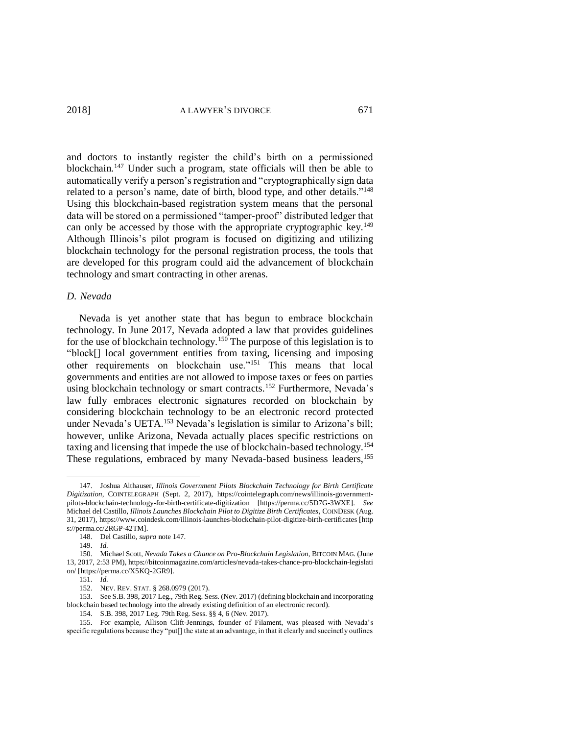and doctors to instantly register the child's birth on a permissioned blockchain.[147] Under such a program, state officials will then be able to automatically verify a person's registration and "cryptographically sign data related to a person's name, date of birth, blood type, and other details."[148] Using this blockchain-based registration system means that the personal data will be stored on a permissioned "tamper-proof" distributed ledger that can only be accessed by those with the appropriate cryptographic key.[149] Although Illinois's pilot program is focused on digitizing and utilizing blockchain technology for the personal registration process, the tools that are developed for this program could aid the advancement of blockchain technology and smart contracting in other arenas.

### *D. Nevada*

Nevada is yet another state that has begun to embrace blockchain technology. In June 2017, Nevada adopted a law that provides guidelines for the use of blockchain technology.[150] The purpose of this legislation is to "block[] local government entities from taxing, licensing and imposing other requirements on blockchain use."[151] This means that local governments and entities are not allowed to impose taxes or fees on parties using blockchain technology or smart contracts.[152] Furthermore, Nevada's law fully embraces electronic signatures recorded on blockchain by considering blockchain technology to be an electronic record protected under Nevada's UETA.[153] Nevada's legislation is similar to Arizona's bill; however, unlike Arizona, Nevada actually places specific restrictions on taxing and licensing that impede the use of blockchain-based technology.[154] These regulations, embraced by many Nevada-based business leaders,[155]

---

147. Joshua Althauser, *Illinois Government Pilots Blockchain Technology for Birth Certificate Digitization*, COINTELEGRAPH (Sept. 2, 2017), https://cointelegraph.com/news/illinois-government-pilots-blockchain-technology-for-birth-certificate-digitization [https://perma.cc/5D7G-3WXE]. *See* Michael del Castillo, *Illinois Launches Blockchain Pilot to Digitize Birth Certificates*, COINDESK (Aug. 31, 2017), https://www.coindesk.com/illinois-launches-blockchain-pilot-digitize-birth-certificates [https://perma.cc/2RGP-42TM].

148. Del Castillo, *supra* note 147.

149. *Id.*

150. Michael Scott, *Nevada Takes a Chance on Pro-Blockchain Legislation*, BITCOIN MAG. (June 13, 2017, 2:53 PM), https://bitcoinmagazine.com/articles/nevada-takes-chance-pro-blockchain-legislation/ [https://perma.cc/X5KQ-2GR9].

151. *Id.*

152. NEV. REV. STAT. § 268.0979 (2017).

153. See S.B. 398, 2017 Leg., 79th Reg. Sess. (Nev. 2017) (defining blockchain and incorporating blockchain based technology into the already existing definition of an electronic record).

154. S.B. 398, 2017 Leg. 79th Reg. Sess. §§ 4, 6 (Nev. 2017).

155. For example, Allison Clift-Jennings, founder of Filament, was pleased with Nevada's specific regulations because they "put[] the state at an advantage, in that it clearly and succinctly outlines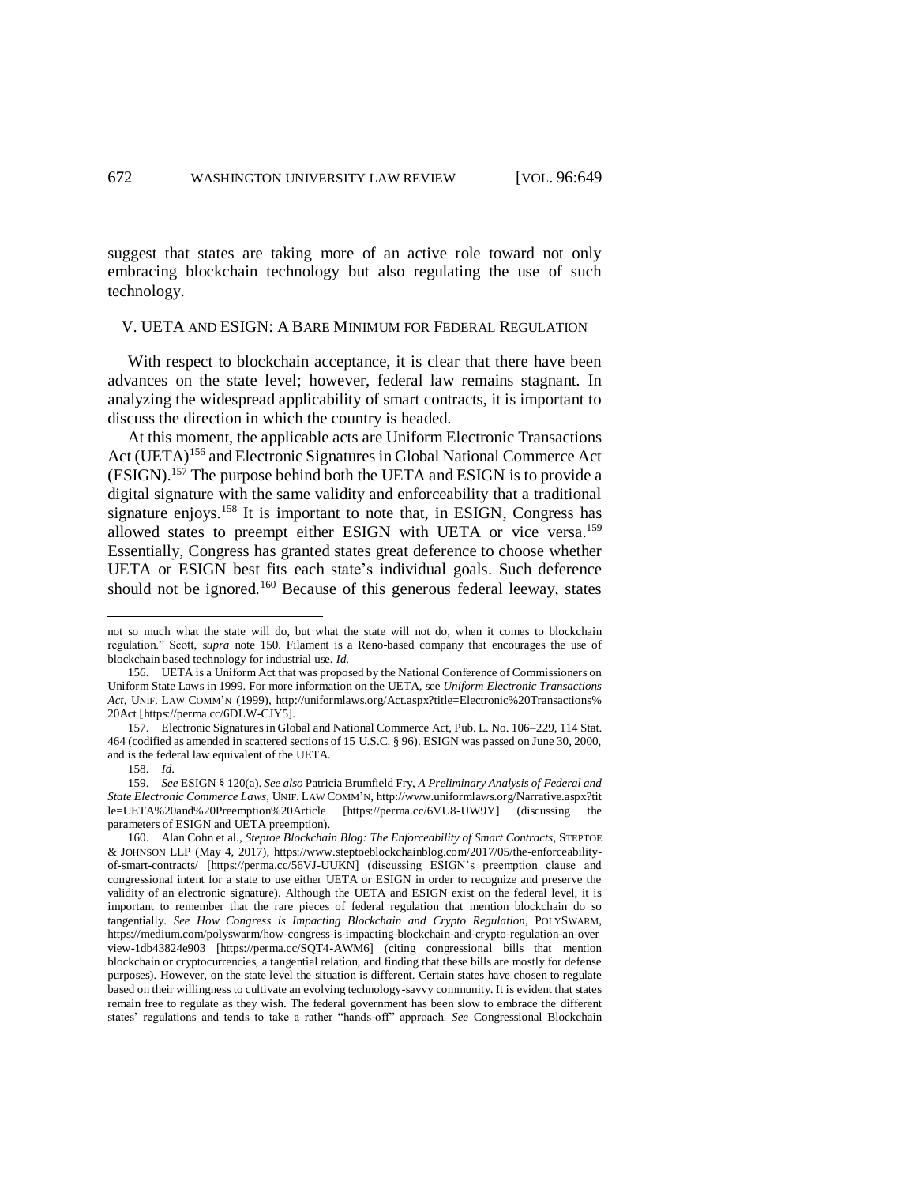suggest that states are taking more of an active role toward not only embracing blockchain technology but also regulating the use of such technology.

## V. UETA AND ESIGN: A BARE MINIMUM FOR FEDERAL REGULATION

With respect to blockchain acceptance, it is clear that there have been advances on the state level; however, federal law remains stagnant. In analyzing the widespread applicability of smart contracts, it is important to discuss the direction in which the country is headed.

At this moment, the applicable acts are Uniform Electronic Transactions Act (UETA)[156] and Electronic Signatures in Global National Commerce Act (ESIGN).[157] The purpose behind both the UETA and ESIGN is to provide a digital signature with the same validity and enforceability that a traditional signature enjoys.[158] It is important to note that, in ESIGN, Congress has allowed states to preempt either ESIGN with UETA or vice versa.[159] Essentially, Congress has granted states great deference to choose whether UETA or ESIGN best fits each state's individual goals. Such deference should not be ignored.[160] Because of this generous federal leeway, states

---

not so much what the state will do, but what the state will not do, when it comes to blockchain regulation." Scott, *supra* note 150. Filament is a Reno-based company that encourages the use of blockchain based technology for industrial use. *Id.*

156. UETA is a Uniform Act that was proposed by the National Conference of Commissioners on Uniform State Laws in 1999. For more information on the UETA, see *Uniform Electronic Transactions Act*, UNIF. LAW COMM'N (1999), http://uniformlaws.org/Act.aspx?title=Electronic%20Transactions%20Act [https://perma.cc/6DLW-CJY5].

157. Electronic Signatures in Global and National Commerce Act, Pub. L. No. 106–229, 114 Stat. 464 (codified as amended in scattered sections of 15 U.S.C. § 96). ESIGN was passed on June 30, 2000, and is the federal law equivalent of the UETA.

158. *Id.*

159. *See* ESIGN § 120(a). *See also* Patricia Brumfield Fry, *A Preliminary Analysis of Federal and State Electronic Commerce Laws*, UNIF. LAW COMM'N, http://www.uniformlaws.org/Narrative.aspx?title=UETA%20and%20Preemption%20Article [https://perma.cc/6VU8-UW9Y] (discussing the parameters of ESIGN and UETA preemption).

160. Alan Cohn et al., *Steptoe Blockchain Blog: The Enforceability of Smart Contracts*, STEPTOE & JOHNSON LLP (May 4, 2017), https://www.steptoeblockchainblog.com/2017/05/the-enforceability-of-smart-contracts/ [https://perma.cc/56VJ-UUKN] (discussing ESIGN's preemption clause and congressional intent for a state to use either UETA or ESIGN in order to recognize and preserve the validity of an electronic signature). Although the UETA and ESIGN exist on the federal level, it is important to remember that the rare pieces of federal regulation that mention blockchain do so tangentially. *See How Congress is Impacting Blockchain and Crypto Regulation*, POLYSWARM, https://medium.com/polyswarm/how-congress-is-impacting-blockchain-and-crypto-regulation-an-overview-1db43824e903 [https://perma.cc/SQT4-AWM6] (citing congressional bills that mention blockchain or cryptocurrencies, a tangential relation, and finding that these bills are mostly for defense purposes). However, on the state level the situation is different. Certain states have chosen to regulate based on their willingness to cultivate an evolving technology-savvy community. It is evident that states remain free to regulate as they wish. The federal government has been slow to embrace the different states' regulations and tends to take a rather "hands-off" approach. *See* Congressional Blockchain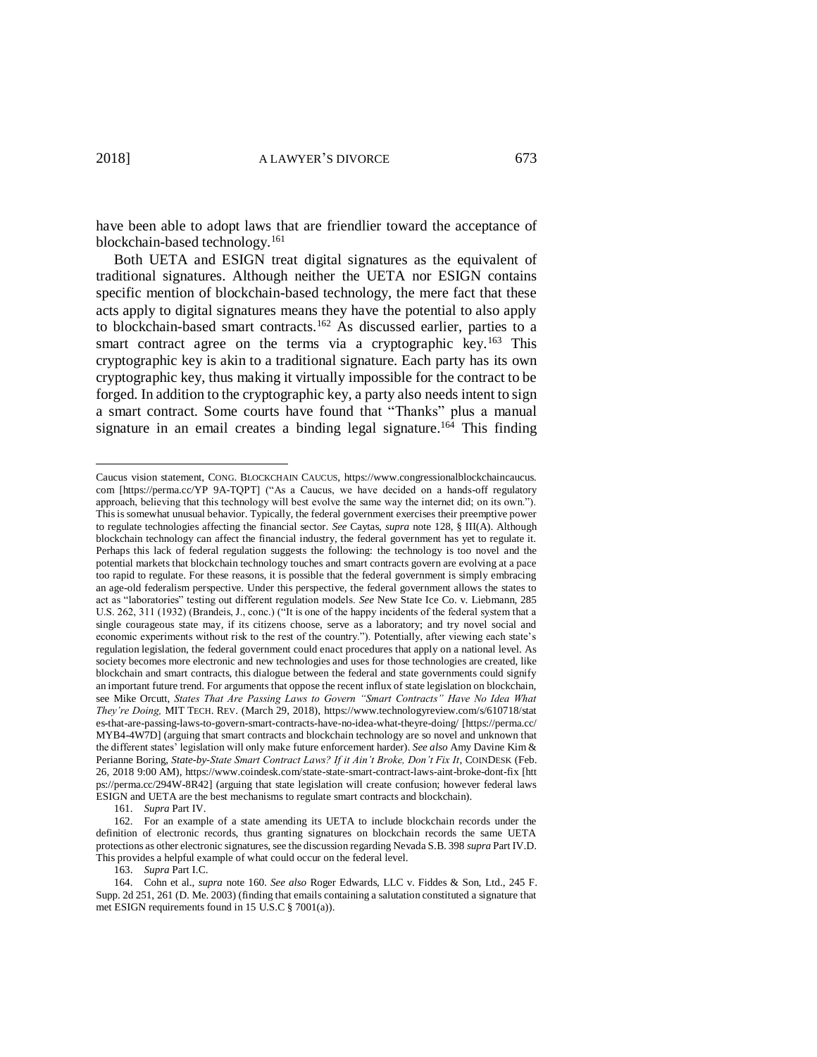have been able to adopt laws that are friendlier toward the acceptance of blockchain-based technology.[161]

Both UETA and ESIGN treat digital signatures as the equivalent of traditional signatures. Although neither the UETA nor ESIGN contains specific mention of blockchain-based technology, the mere fact that these acts apply to digital signatures means they have the potential to also apply to blockchain-based smart contracts.[162] As discussed earlier, parties to a smart contract agree on the terms via a cryptographic key.[163] This cryptographic key is akin to a traditional signature. Each party has its own cryptographic key, thus making it virtually impossible for the contract to be forged. In addition to the cryptographic key, a party also needs intent to sign a smart contract. Some courts have found that "Thanks" plus a manual signature in an email creates a binding legal signature.[164] This finding

---

Caucus vision statement, CONG. BLOCKCHAIN CAUCUS, https://www.congressionalblockchaincaucus.com [https://perma.cc/YP 9A-TQPT] ("As a Caucus, we have decided on a hands-off regulatory approach, believing that this technology will best evolve the same way the internet did; on its own."). This is somewhat unusual behavior. Typically, the federal government exercises their preemptive power to regulate technologies affecting the financial sector. *See* Caytas, *supra* note 128, § III(A). Although blockchain technology can affect the financial industry, the federal government has yet to regulate it. Perhaps this lack of federal regulation suggests the following: the technology is too novel and the potential markets that blockchain technology touches and smart contracts govern are evolving at a pace too rapid to regulate. For these reasons, it is possible that the federal government is simply embracing an age-old federalism perspective. Under this perspective, the federal government allows the states to act as "laboratories" testing out different regulation models. *See* New State Ice Co. v. Liebmann, 285 U.S. 262, 311 (1932) (Brandeis, J., conc.) ("It is one of the happy incidents of the federal system that a single courageous state may, if its citizens choose, serve as a laboratory; and try novel social and economic experiments without risk to the rest of the country."). Potentially, after viewing each state's regulation legislation, the federal government could enact procedures that apply on a national level. As society becomes more electronic and new technologies and uses for those technologies are created, like blockchain and smart contracts, this dialogue between the federal and state governments could signify an important future trend. For arguments that oppose the recent influx of state legislation on blockchain, see Mike Orcutt, *States That Are Passing Laws to Govern "Smart Contracts" Have No Idea What They're Doing,* MIT TECH. REV. (March 29, 2018), https://www.technologyreview.com/s/610718/states-that-are-passing-laws-to-govern-smart-contracts-have-no-idea-what-theyre-doing/ [https://perma.cc/MYB4-4W7D] (arguing that smart contracts and blockchain technology are so novel and unknown that the different states' legislation will only make future enforcement harder). *See also* Amy Davine Kim & Perianne Boring, *State-by-State Smart Contract Laws? If it Ain't Broke, Don't Fix It*, COINDESK (Feb. 26, 2018 9:00 AM), https://www.coindesk.com/state-state-smart-contract-laws-aint-broke-dont-fix [https://perma.cc/294W-8R42] (arguing that state legislation will create confusion; however federal laws ESIGN and UETA are the best mechanisms to regulate smart contracts and blockchain).

161. *Supra* Part IV.

162. For an example of a state amending its UETA to include blockchain records under the definition of electronic records, thus granting signatures on blockchain records the same UETA protections as other electronic signatures, see the discussion regarding Nevada S.B. 398 *supra* Part IV.D. This provides a helpful example of what could occur on the federal level.

163. *Supra* Part I.C.

164. Cohn et al., *supra* note 160. *See also* Roger Edwards, LLC v. Fiddes & Son, Ltd., 245 F. Supp. 2d 251, 261 (D. Me. 2003) (finding that emails containing a salutation constituted a signature that met ESIGN requirements found in 15 U.S.C § 7001(a)).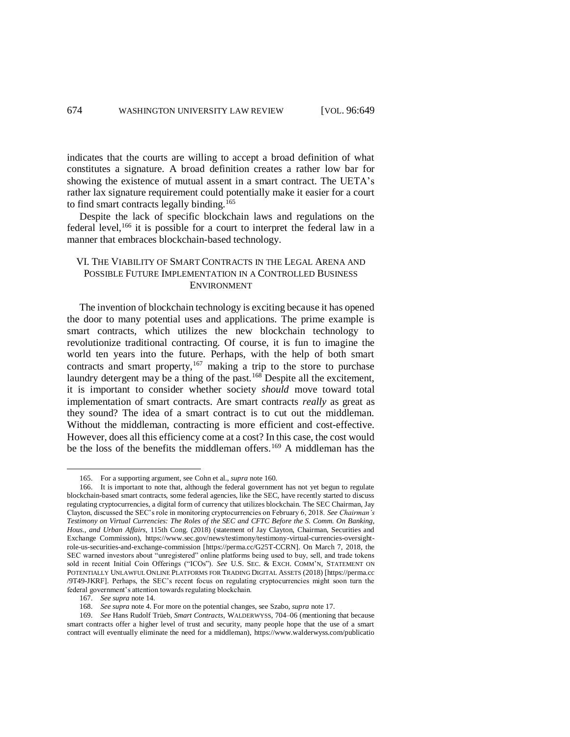indicates that the courts are willing to accept a broad definition of what constitutes a signature. A broad definition creates a rather low bar for showing the existence of mutual assent in a smart contract. The UETA's rather lax signature requirement could potentially make it easier for a court to find smart contracts legally binding.[165]

Despite the lack of specific blockchain laws and regulations on the federal level,[166] it is possible for a court to interpret the federal law in a manner that embraces blockchain-based technology.

## VI. THE VIABILITY OF SMART CONTRACTS IN THE LEGAL ARENA AND POSSIBLE FUTURE IMPLEMENTATION IN A CONTROLLED BUSINESS ENVIRONMENT

The invention of blockchain technology is exciting because it has opened the door to many potential uses and applications. The prime example is smart contracts, which utilizes the new blockchain technology to revolutionize traditional contracting. Of course, it is fun to imagine the world ten years into the future. Perhaps, with the help of both smart contracts and smart property,[167] making a trip to the store to purchase laundry detergent may be a thing of the past.[168] Despite all the excitement, it is important to consider whether society *should* move toward total implementation of smart contracts. Are smart contracts *really* as great as they sound? The idea of a smart contract is to cut out the middleman. Without the middleman, contracting is more efficient and cost-effective. However, does all this efficiency come at a cost? In this case, the cost would be the loss of the benefits the middleman offers.[169] A middleman has the

---

165. For a supporting argument, see Cohn et al., *supra* note 160.

166. It is important to note that, although the federal government has not yet begun to regulate blockchain-based smart contracts, some federal agencies, like the SEC, have recently started to discuss regulating cryptocurrencies, a digital form of currency that utilizes blockchain. The SEC Chairman, Jay Clayton, discussed the SEC's role in monitoring cryptocurrencies on February 6, 2018. *See Chairman's Testimony on Virtual Currencies: The Roles of the SEC and CFTC Before the S. Comm. On Banking, Hous., and Urban Affairs*, 115th Cong. (2018) (statement of Jay Clayton, Chairman, Securities and Exchange Commission), https://www.sec.gov/news/testimony/testimony-virtual-currencies-oversight-role-us-securities-and-exchange-commission [https://perma.cc/G25T-CCRN]. On March 7, 2018, the SEC warned investors about "unregistered" online platforms being used to buy, sell, and trade tokens sold in recent Initial Coin Offerings ("ICOs"). *See* U.S. SEC. & EXCH. COMM'N, STATEMENT ON POTENTIALLY UNLAWFUL ONLINE PLATFORMS FOR TRADING DIGITAL ASSETS (2018) [https://perma.cc/9T49-JKRF]. Perhaps, the SEC's recent focus on regulating cryptocurrencies might soon turn the federal government's attention towards regulating blockchain.

167. *See supra* note 14.

168. *See supra* note 4. For more on the potential changes, see Szabo, *supra* note 17.

169. *See* Hans Rudolf Trüeb, *Smart Contracts*, WALDERWYSS, 704–06 (mentioning that because smart contracts offer a higher level of trust and security, many people hope that the use of a smart contract will eventually eliminate the need for a middleman), https://www.walderwyss.com/publicatio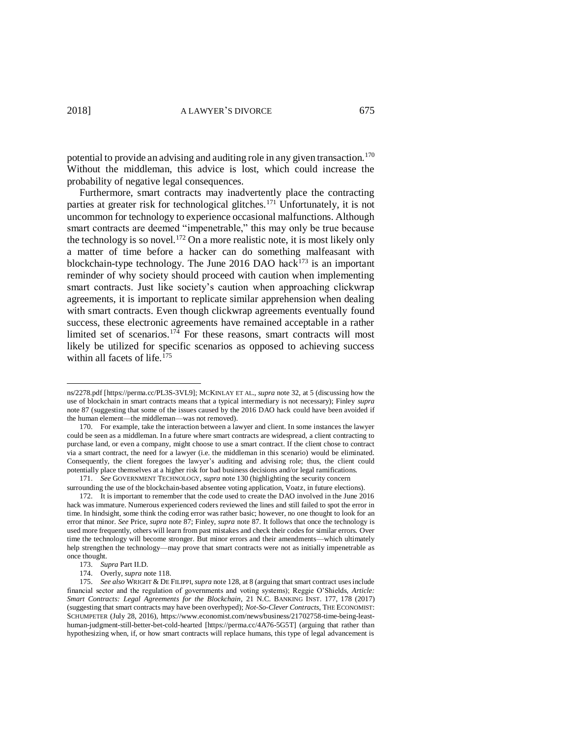potential to provide an advising and auditing role in any given transaction.[170] Without the middleman, this advice is lost, which could increase the probability of negative legal consequences.

Furthermore, smart contracts may inadvertently place the contracting parties at greater risk for technological glitches.[171] Unfortunately, it is not uncommon for technology to experience occasional malfunctions. Although smart contracts are deemed "impenetrable," this may only be true because the technology is so novel.[172] On a more realistic note, it is most likely only a matter of time before a hacker can do something malfeasant with blockchain-type technology. The June 2016 DAO hack[173] is an important reminder of why society should proceed with caution when implementing smart contracts. Just like society's caution when approaching clickwrap agreements, it is important to replicate similar apprehension when dealing with smart contracts. Even though clickwrap agreements eventually found success, these electronic agreements have remained acceptable in a rather limited set of scenarios.[174] For these reasons, smart contracts will most likely be utilized for specific scenarios as opposed to achieving success within all facets of life.[175]

---

ns/2278.pdf [https://perma.cc/PL3S-3VL9]; MCKINLAY ET AL., *supra* note 32, at 5 (discussing how the use of blockchain in smart contracts means that a typical intermediary is not necessary); Finley *supra* note 87 (suggesting that some of the issues caused by the 2016 DAO hack could have been avoided if the human element—the middleman—was not removed).

170. For example, take the interaction between a lawyer and client. In some instances the lawyer could be seen as a middleman. In a future where smart contracts are widespread, a client contracting to purchase land, or even a company, might choose to use a smart contract. If the client chose to contract via a smart contract, the need for a lawyer (i.e. the middleman in this scenario) would be eliminated. Consequently, the client foregoes the lawyer's auditing and advising role; thus, the client could potentially place themselves at a higher risk for bad business decisions and/or legal ramifications.

171. *See* GOVERNMENT TECHNOLOGY, *supra* note 130 (highlighting the security concern surrounding the use of the blockchain-based absentee voting application, Voatz, in future elections).

172. It is important to remember that the code used to create the DAO involved in the June 2016 hack was immature. Numerous experienced coders reviewed the lines and still failed to spot the error in time. In hindsight, some think the coding error was rather basic; however, no one thought to look for an error that minor. *See* Price, *supra* note 87; Finley, *supra* note 87. It follows that once the technology is used more frequently, others will learn from past mistakes and check their codes for similar errors. Over time the technology will become stronger. But minor errors and their amendments—which ultimately help strengthen the technology—may prove that smart contracts were not as initially impenetrable as once thought.

173. *Supra* Part II.D.

174. Overly, *supra* note 118.

175. *See also* WRIGHT & DE FILIPPI, *supra* note 128, at 8 (arguing that smart contract uses include financial sector and the regulation of governments and voting systems); Reggie O'Shields, *Article: Smart Contracts: Legal Agreements for the Blockchain*, 21 N.C. BANKING INST. 177, 178 (2017) (suggesting that smart contracts may have been overhyped); *Not-So-Clever Contracts*, THE ECONOMIST: SCHUMPETER (July 28, 2016), https://www.economist.com/news/business/21702758-time-being-least-human-judgment-still-better-bet-cold-hearted [https://perma.cc/4A76-5G5T] (arguing that rather than hypothesizing when, if, or how smart contracts will replace humans, this type of legal advancement is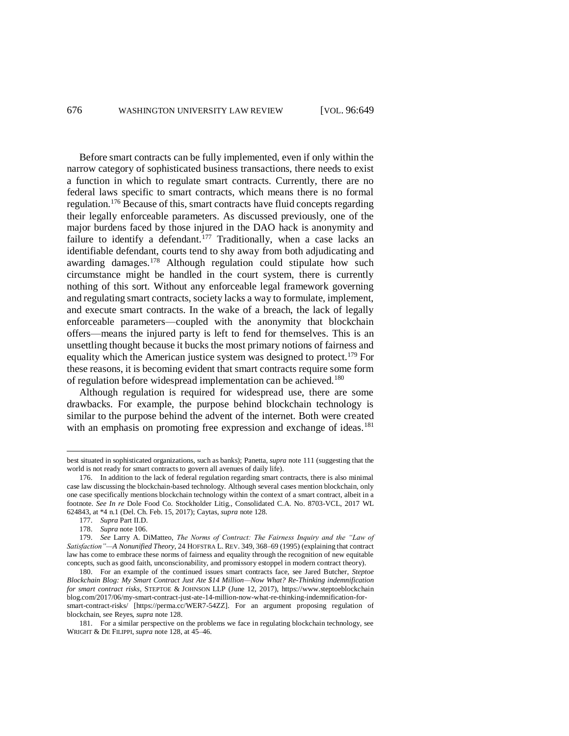Before smart contracts can be fully implemented, even if only within the narrow category of sophisticated business transactions, there needs to exist a function in which to regulate smart contracts. Currently, there are no federal laws specific to smart contracts, which means there is no formal regulation.[176] Because of this, smart contracts have fluid concepts regarding their legally enforceable parameters. As discussed previously, one of the major burdens faced by those injured in the DAO hack is anonymity and failure to identify a defendant.[177] Traditionally, when a case lacks an identifiable defendant, courts tend to shy away from both adjudicating and awarding damages.[178] Although regulation could stipulate how such circumstance might be handled in the court system, there is currently nothing of this sort. Without any enforceable legal framework governing and regulating smart contracts, society lacks a way to formulate, implement, and execute smart contracts. In the wake of a breach, the lack of legally enforceable parameters—coupled with the anonymity that blockchain offers—means the injured party is left to fend for themselves. This is an unsettling thought because it bucks the most primary notions of fairness and equality which the American justice system was designed to protect.[179] For these reasons, it is becoming evident that smart contracts require some form of regulation before widespread implementation can be achieved.[180]

Although regulation is required for widespread use, there are some drawbacks. For example, the purpose behind blockchain technology is similar to the purpose behind the advent of the internet. Both were created with an emphasis on promoting free expression and exchange of ideas.[181]

---

best situated in sophisticated organizations, such as banks); Panetta, *supra* note 111 (suggesting that the world is not ready for smart contracts to govern all avenues of daily life).

176. In addition to the lack of federal regulation regarding smart contracts, there is also minimal case law discussing the blockchain-based technology. Although several cases mention blockchain, only one case specifically mentions blockchain technology within the context of a smart contract, albeit in a footnote. *See In re* Dole Food Co. Stockholder Litig., Consolidated C.A. No. 8703-VCL, 2017 WL 624843, at *4 n.1 (Del. Ch. Feb. 15, 2017); Caytas, *supra* note 128.

177. *Supra* Part II.D.

178. *Supra* note 106.

179. *See* Larry A. DiMatteo, *The Norms of Contract: The Fairness Inquiry and the "Law of Satisfaction"—A Nonunified Theory*, 24 HOFSTRA L. REV. 349, 368–69 (1995) (explaining that contract law has come to embrace these norms of fairness and equality through the recognition of new equitable concepts, such as good faith, unconscionability, and promissory estoppel in modern contract theory).

180. For an example of the continued issues smart contracts face, see Jared Butcher, *Steptoe Blockchain Blog: My Smart Contract Just Ate $14 Million—Now What? Re-Thinking indemnification for smart contract risks*, STEPTOE & JOHNSON LLP (June 12, 2017), https://www.steptoeblockchainblog.com/2017/06/my-smart-contract-just-ate-14-million-now-what-re-thinking-indemnification-for-smart-contract-risks/ [https://perma.cc/WER7-54ZZ]. For an argument proposing regulation of blockchain, see Reyes, *supra* note 128.

181. For a similar perspective on the problems we face in regulating blockchain technology, see WRIGHT & DE FILIPPI, *supra* note 128, at 45–46.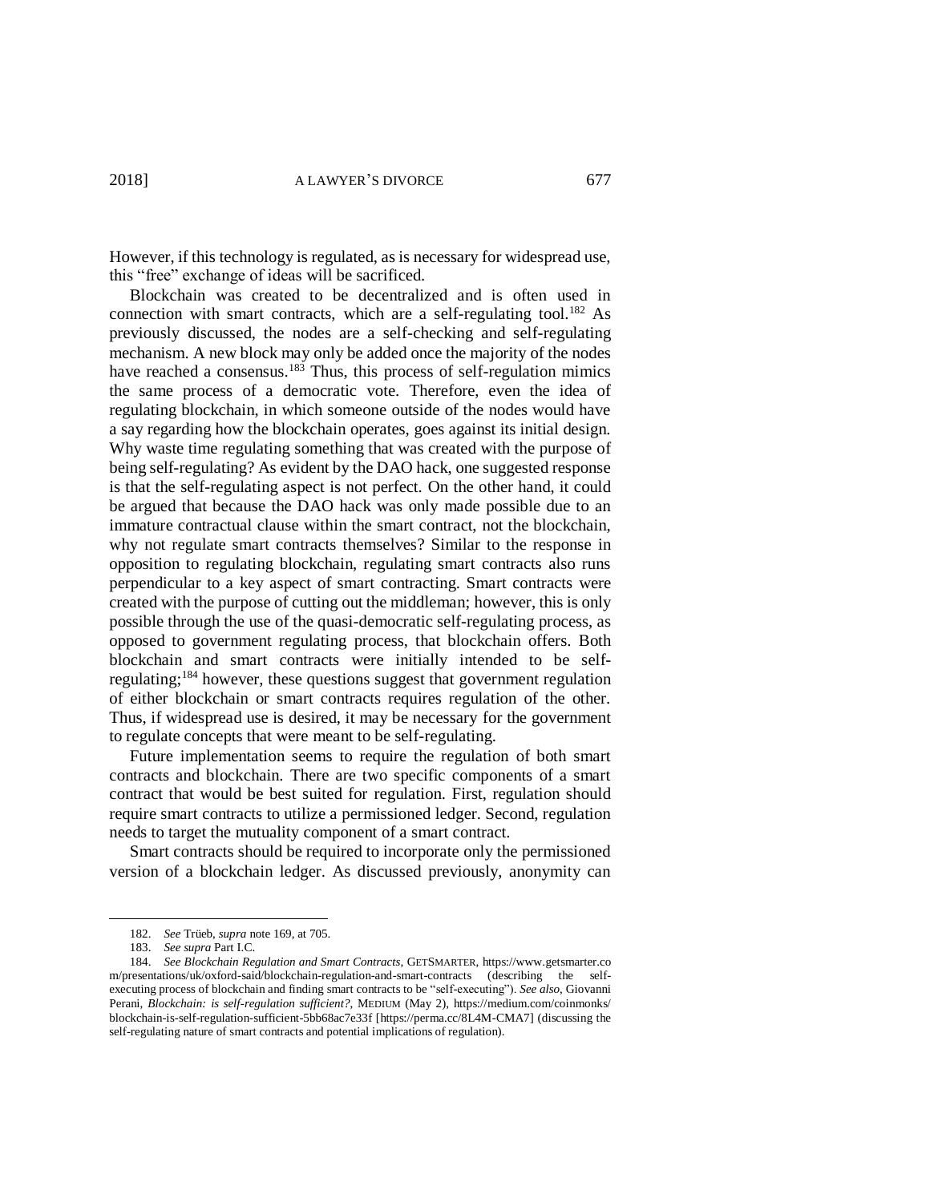However, if this technology is regulated, as is necessary for widespread use, this "free" exchange of ideas will be sacrificed.

Blockchain was created to be decentralized and is often used in connection with smart contracts, which are a self-regulating tool.[182] As previously discussed, the nodes are a self-checking and self-regulating mechanism. A new block may only be added once the majority of the nodes have reached a consensus.[183] Thus, this process of self-regulation mimics the same process of a democratic vote. Therefore, even the idea of regulating blockchain, in which someone outside of the nodes would have a say regarding how the blockchain operates, goes against its initial design. Why waste time regulating something that was created with the purpose of being self-regulating? As evident by the DAO hack, one suggested response is that the self-regulating aspect is not perfect. On the other hand, it could be argued that because the DAO hack was only made possible due to an immature contractual clause within the smart contract, not the blockchain, why not regulate smart contracts themselves? Similar to the response in opposition to regulating blockchain, regulating smart contracts also runs perpendicular to a key aspect of smart contracting. Smart contracts were created with the purpose of cutting out the middleman; however, this is only possible through the use of the quasi-democratic self-regulating process, as opposed to government regulating process, that blockchain offers. Both blockchain and smart contracts were initially intended to be self-regulating;[184] however, these questions suggest that government regulation of either blockchain or smart contracts requires regulation of the other. Thus, if widespread use is desired, it may be necessary for the government to regulate concepts that were meant to be self-regulating.

Future implementation seems to require the regulation of both smart contracts and blockchain. There are two specific components of a smart contract that would be best suited for regulation. First, regulation should require smart contracts to utilize a permissioned ledger. Second, regulation needs to target the mutuality component of a smart contract.

Smart contracts should be required to incorporate only the permissioned version of a blockchain ledger. As discussed previously, anonymity can

---

182. *See* Trüeb, *supra* note 169, at 705.

183. *See supra* Part I.C.

184. *See Blockchain Regulation and Smart Contracts*, GETSMARTER, https://www.getsmarter.com/presentations/uk/oxford-said/blockchain-regulation-and-smart-contracts (describing the self-executing process of blockchain and finding smart contracts to be "self-executing"). *See also*, Giovanni Perani, *Blockchain: is self-regulation sufficient?*, MEDIUM (May 2), https://medium.com/coinmonks/blockchain-is-self-regulation-sufficient-5bb68ac7e33f [https://perma.cc/8L4M-CMA7] (discussing the self-regulating nature of smart contracts and potential implications of regulation).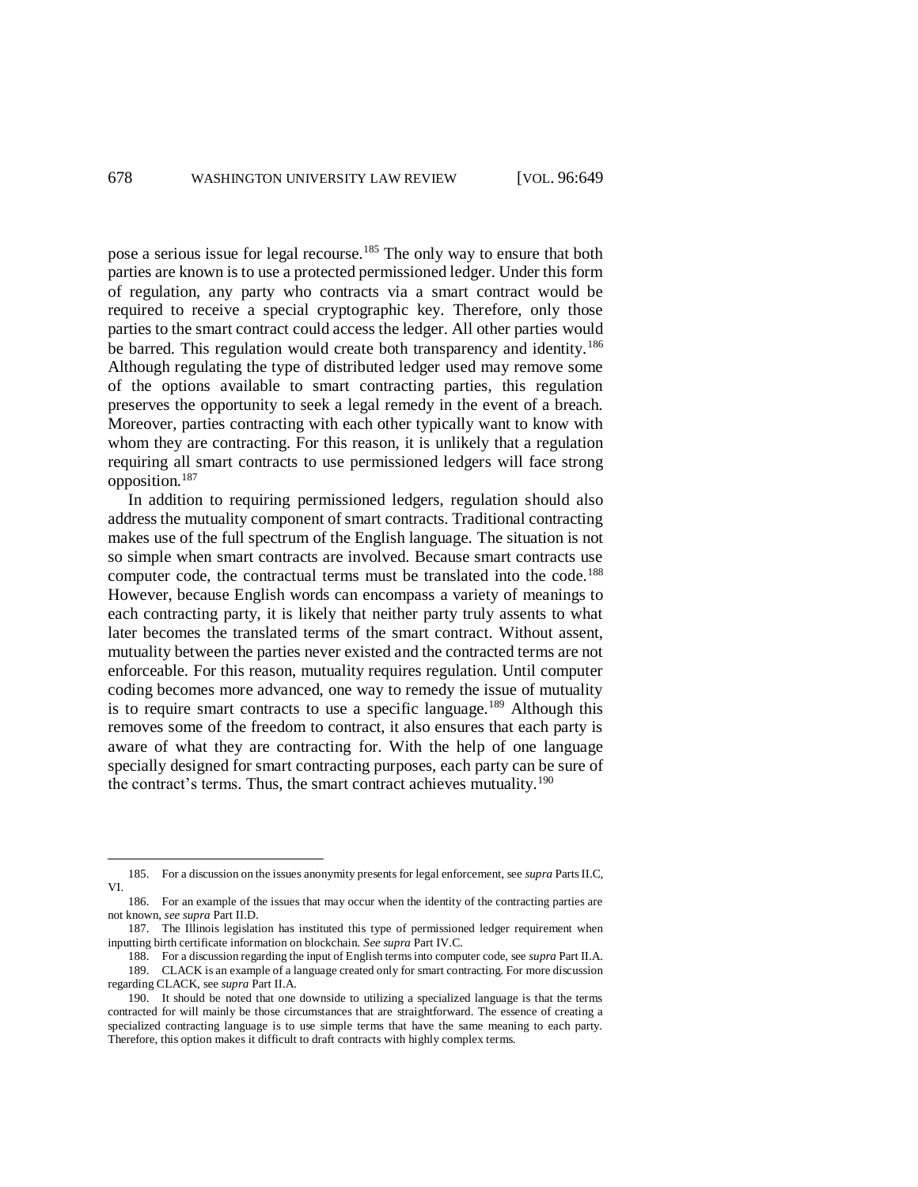pose a serious issue for legal recourse.[185] The only way to ensure that both parties are known is to use a protected permissioned ledger. Under this form of regulation, any party who contracts via a smart contract would be required to receive a special cryptographic key. Therefore, only those parties to the smart contract could access the ledger. All other parties would be barred. This regulation would create both transparency and identity.[186] Although regulating the type of distributed ledger used may remove some of the options available to smart contracting parties, this regulation preserves the opportunity to seek a legal remedy in the event of a breach. Moreover, parties contracting with each other typically want to know with whom they are contracting. For this reason, it is unlikely that a regulation requiring all smart contracts to use permissioned ledgers will face strong opposition.[187]

In addition to requiring permissioned ledgers, regulation should also address the mutuality component of smart contracts. Traditional contracting makes use of the full spectrum of the English language. The situation is not so simple when smart contracts are involved. Because smart contracts use computer code, the contractual terms must be translated into the code.[188] However, because English words can encompass a variety of meanings to each contracting party, it is likely that neither party truly assents to what later becomes the translated terms of the smart contract. Without assent, mutuality between the parties never existed and the contracted terms are not enforceable. For this reason, mutuality requires regulation. Until computer coding becomes more advanced, one way to remedy the issue of mutuality is to require smart contracts to use a specific language.[189] Although this removes some of the freedom to contract, it also ensures that each party is aware of what they are contracting for. With the help of one language specially designed for smart contracting purposes, each party can be sure of the contract's terms. Thus, the smart contract achieves mutuality.[190]

---

185. For a discussion on the issues anonymity presents for legal enforcement, see *supra* Parts II.C, VI.

186. For an example of the issues that may occur when the identity of the contracting parties are not known, *see supra* Part II.D.

187. The Illinois legislation has instituted this type of permissioned ledger requirement when inputting birth certificate information on blockchain. *See supra* Part IV.C.

188. For a discussion regarding the input of English terms into computer code, see *supra* Part II.A.

189. CLACK is an example of a language created only for smart contracting. For more discussion regarding CLACK, see *supra* Part II.A.

190. It should be noted that one downside to utilizing a specialized language is that the terms contracted for will mainly be those circumstances that are straightforward. The essence of creating a specialized contracting language is to use simple terms that have the same meaning to each party. Therefore, this option makes it difficult to draft contracts with highly complex terms.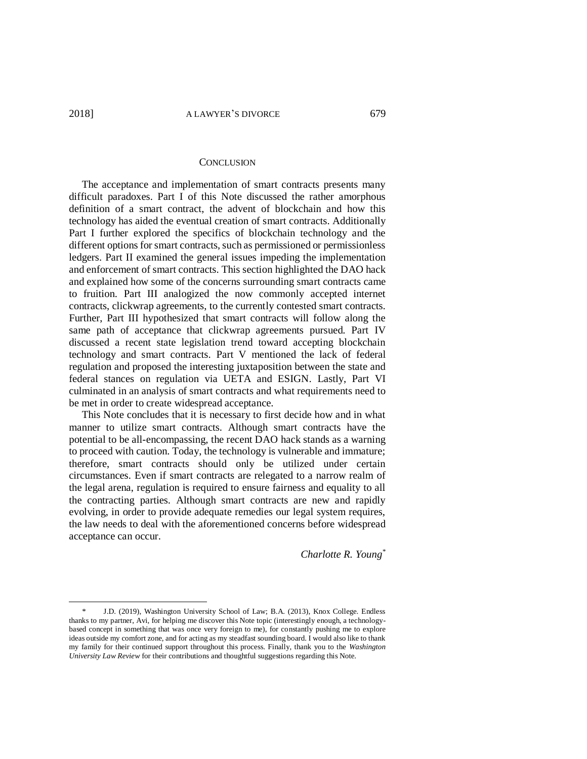## CONCLUSION

The acceptance and implementation of smart contracts presents many difficult paradoxes. Part I of this Note discussed the rather amorphous definition of a smart contract, the advent of blockchain and how this technology has aided the eventual creation of smart contracts. Additionally Part I further explored the specifics of blockchain technology and the different options for smart contracts, such as permissioned or permissionless ledgers. Part II examined the general issues impeding the implementation and enforcement of smart contracts. This section highlighted the DAO hack and explained how some of the concerns surrounding smart contracts came to fruition. Part III analogized the now commonly accepted internet contracts, clickwrap agreements, to the currently contested smart contracts. Further, Part III hypothesized that smart contracts will follow along the same path of acceptance that clickwrap agreements pursued. Part IV discussed a recent state legislation trend toward accepting blockchain technology and smart contracts. Part V mentioned the lack of federal regulation and proposed the interesting juxtaposition between the state and federal stances on regulation via UETA and ESIGN. Lastly, Part VI culminated in an analysis of smart contracts and what requirements need to be met in order to create widespread acceptance.

This Note concludes that it is necessary to first decide how and in what manner to utilize smart contracts. Although smart contracts have the potential to be all-encompassing, the recent DAO hack stands as a warning to proceed with caution. Today, the technology is vulnerable and immature; therefore, smart contracts should only be utilized under certain circumstances. Even if smart contracts are relegated to a narrow realm of the legal arena, regulation is required to ensure fairness and equality to all the contracting parties. Although smart contracts are new and rapidly evolving, in order to provide adequate remedies our legal system requires, the law needs to deal with the aforementioned concerns before widespread acceptance can occur.

*Charlotte R. Young*[*]

---

\* J.D. (2019), Washington University School of Law; B.A. (2013), Knox College. Endless thanks to my partner, Avi, for helping me discover this Note topic (interestingly enough, a technology-based concept in something that was once very foreign to me), for constantly pushing me to explore ideas outside my comfort zone, and for acting as my steadfast sounding board. I would also like to thank my family for their continued support throughout this process. Finally, thank you to the *Washington University Law Review* for their contributions and thoughtful suggestions regarding this Note.